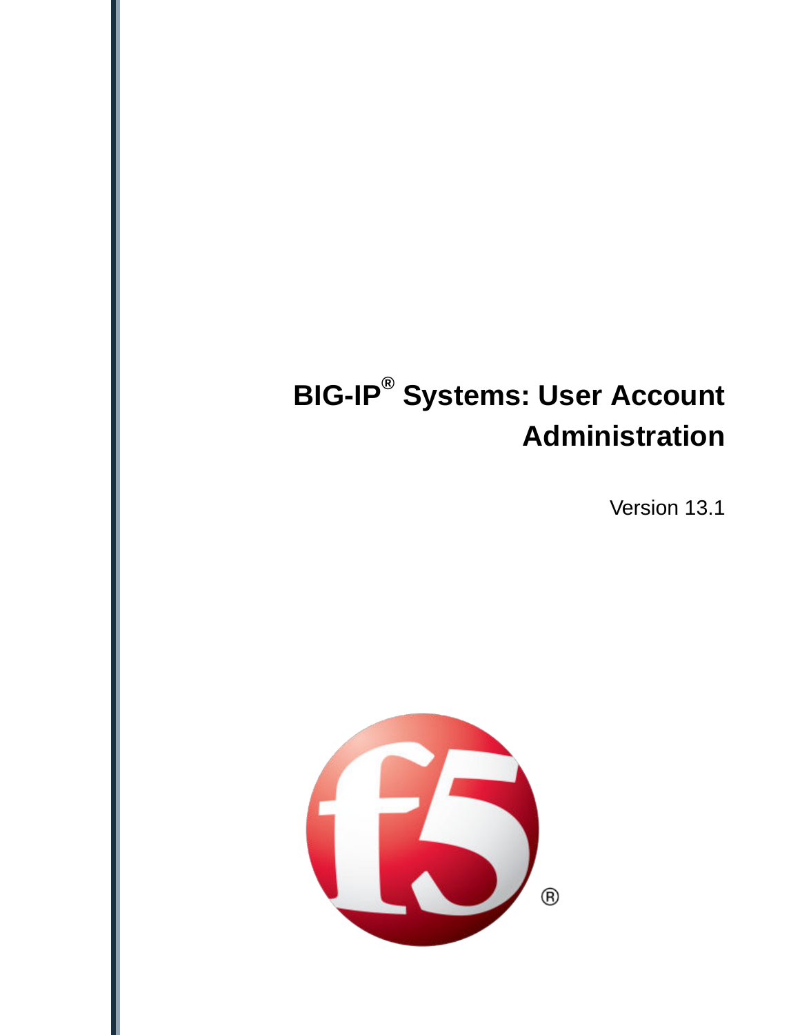# BIG-IP® Systems: User Account Administration

Version 13.1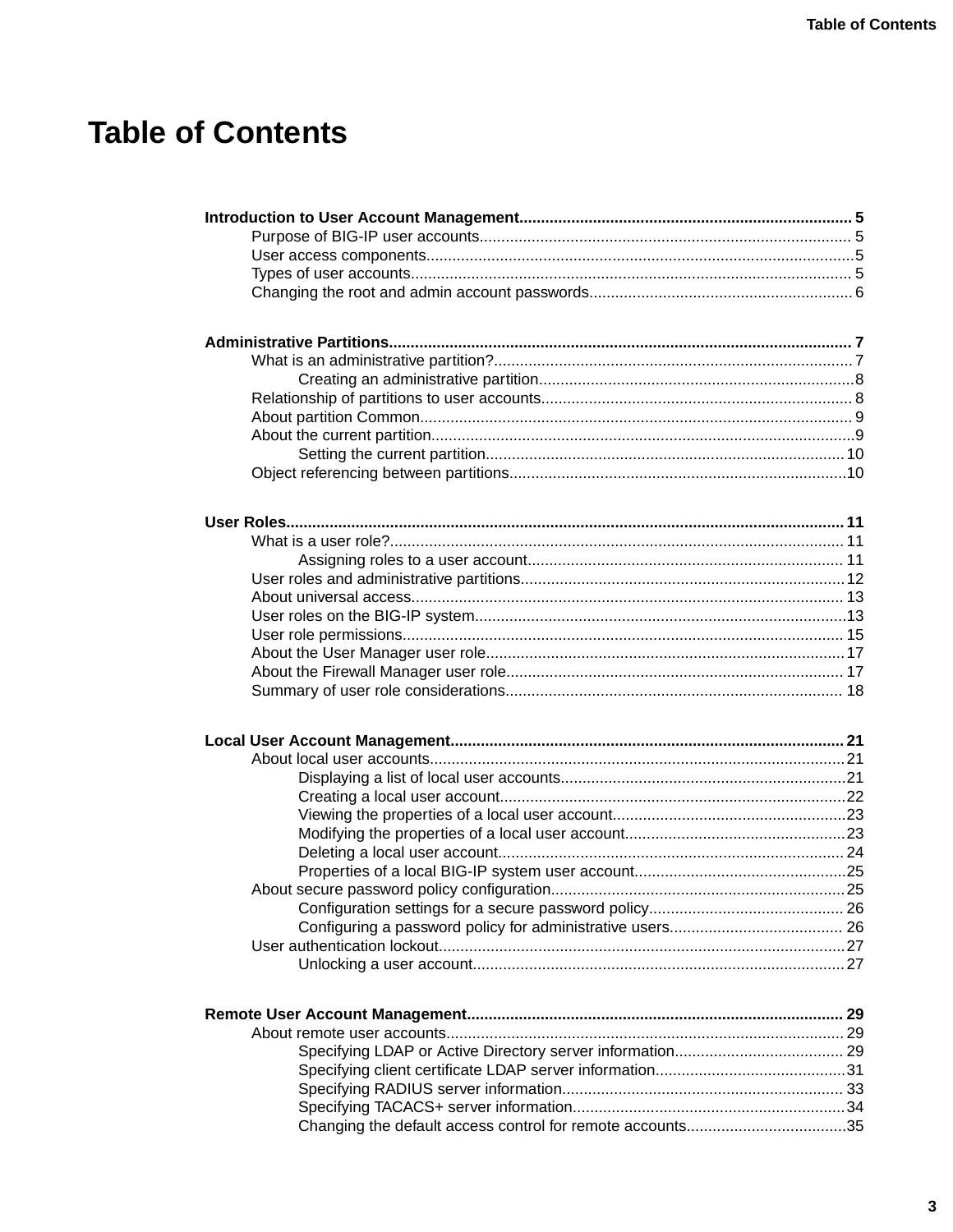# Table of Contents

**Introduction to User Account Management....................................................................5**

- Purpose of BIG-IP user accounts....................................................................5
- User access components....................................................................5
- Types of user accounts....................................................................5
- Changing the root and admin account passwords....................................................................6

**Administrative Partitions....................................................................7**

- What is an administrative partition?....................................................................7
    - Creating an administrative partition....................................................................8
- Relationship of partitions to user accounts....................................................................8
- About partition Common....................................................................9
- About the current partition....................................................................9
    - Setting the current partition....................................................................10
- Object referencing between partitions....................................................................10

**User Roles....................................................................11**

- What is a user role?....................................................................11
    - Assigning roles to a user account....................................................................11
- User roles and administrative partitions....................................................................12
- About universal access....................................................................13
- User roles on the BIG-IP system....................................................................13
- User role permissions....................................................................15
- About the User Manager user role....................................................................17
- About the Firewall Manager user role....................................................................17
- Summary of user role considerations....................................................................18

**Local User Account Management....................................................................21**

- About local user accounts....................................................................21
    - Displaying a list of local user accounts....................................................................21
    - Creating a local user account....................................................................22
    - Viewing the properties of a local user account....................................................................23
    - Modifying the properties of a local user account....................................................................23
    - Deleting a local user account....................................................................24
    - Properties of a local BIG-IP system user account....................................................................25
- About secure password policy configuration....................................................................25
    - Configuration settings for a secure password policy....................................................................26
    - Configuring a password policy for administrative users....................................................................26
- User authentication lockout....................................................................27
    - Unlocking a user account....................................................................27

**Remote User Account Management....................................................................29**

- About remote user accounts....................................................................29
    - Specifying LDAP or Active Directory server information....................................................................29
    - Specifying client certificate LDAP server information....................................................................31
    - Specifying RADIUS server information....................................................................33
    - Specifying TACACS+ server information....................................................................34
    - Changing the default access control for remote accounts....................................................................35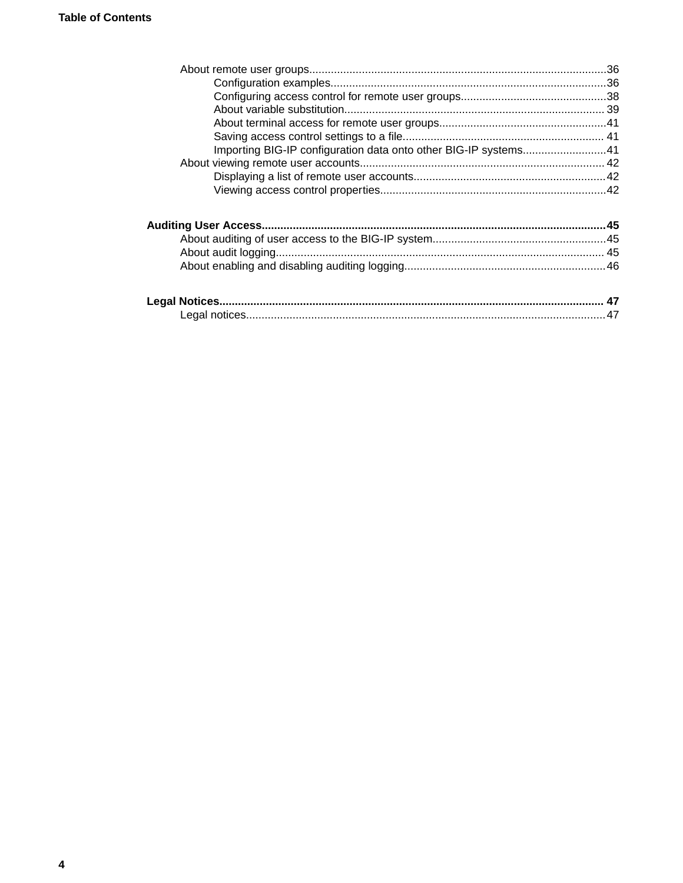- About remote user groups ... 36
  - Configuration examples ... 36
  - Configuring access control for remote user groups ... 38
  - About variable substitution ... 39
  - About terminal access for remote user groups ... 41
  - Saving access control settings to a file ... 41
  - Importing BIG-IP configuration data onto other BIG-IP systems ... 41
- About viewing remote user accounts ... 42
  - Displaying a list of remote user accounts ... 42
  - Viewing access control properties ... 42

**Auditing User Access ... 45**

- About auditing of user access to the BIG-IP system ... 45
- About audit logging ... 45
- About enabling and disabling auditing logging ... 46

**Legal Notices ... 47**

- Legal notices ... 47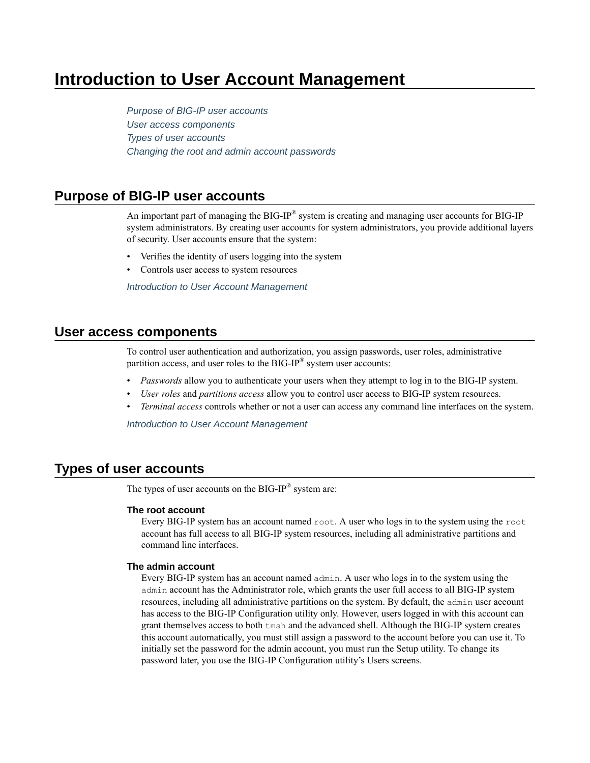# Introduction to User Account Management

*Purpose of BIG-IP user accounts*
*User access components*
*Types of user accounts*
*Changing the root and admin account passwords*

## Purpose of BIG-IP user accounts

An important part of managing the BIG-IP® system is creating and managing user accounts for BIG-IP system administrators. By creating user accounts for system administrators, you provide additional layers of security. User accounts ensure that the system:

- Verifies the identity of users logging into the system
- Controls user access to system resources

*Introduction to User Account Management*

## User access components

To control user authentication and authorization, you assign passwords, user roles, administrative partition access, and user roles to the BIG-IP® system user accounts:

- *Passwords* allow you to authenticate your users when they attempt to log in to the BIG-IP system.
- *User roles* and *partitions access* allow you to control user access to BIG-IP system resources.
- *Terminal access* controls whether or not a user can access any command line interfaces on the system.

*Introduction to User Account Management*

## Types of user accounts

The types of user accounts on the BIG-IP® system are:

**The root account**

Every BIG-IP system has an account named `root`. A user who logs in to the system using the `root` account has full access to all BIG-IP system resources, including all administrative partitions and command line interfaces.

**The admin account**

Every BIG-IP system has an account named `admin`. A user who logs in to the system using the `admin` account has the Administrator role, which grants the user full access to all BIG-IP system resources, including all administrative partitions on the system. By default, the `admin` user account has access to the BIG-IP Configuration utility only. However, users logged in with this account can grant themselves access to both `tmsh` and the advanced shell. Although the BIG-IP system creates this account automatically, you must still assign a password to the account before you can use it. To initially set the password for the admin account, you must run the Setup utility. To change its password later, you use the BIG-IP Configuration utility's Users screens.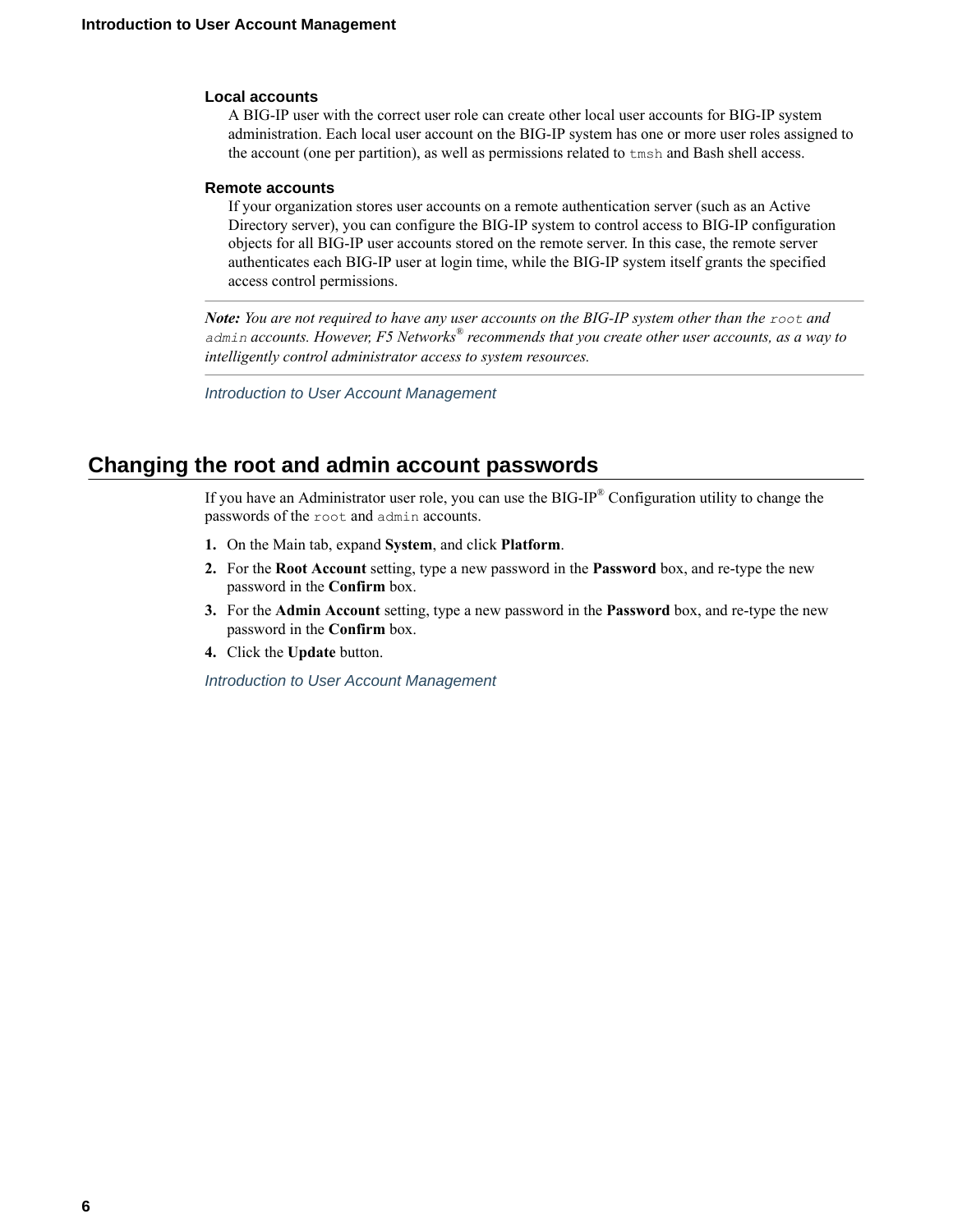**Local accounts**

A BIG-IP user with the correct user role can create other local user accounts for BIG-IP system administration. Each local user account on the BIG-IP system has one or more user roles assigned to the account (one per partition), as well as permissions related to `tmsh` and Bash shell access.

**Remote accounts**

If your organization stores user accounts on a remote authentication server (such as an Active Directory server), you can configure the BIG-IP system to control access to BIG-IP configuration objects for all BIG-IP user accounts stored on the remote server. In this case, the remote server authenticates each BIG-IP user at login time, while the BIG-IP system itself grants the specified access control permissions.

---

***Note:*** *You are not required to have any user accounts on the BIG-IP system other than the* `root` *and* `admin` *accounts. However, F5 Networks® recommends that you create other user accounts, as a way to intelligently control administrator access to system resources.*

---

*Introduction to User Account Management*

## Changing the root and admin account passwords

If you have an Administrator user role, you can use the BIG-IP® Configuration utility to change the passwords of the `root` and `admin` accounts.

1. On the Main tab, expand **System**, and click **Platform**.
2. For the **Root Account** setting, type a new password in the **Password** box, and re-type the new password in the **Confirm** box.
3. For the **Admin Account** setting, type a new password in the **Password** box, and re-type the new password in the **Confirm** box.
4. Click the **Update** button.

*Introduction to User Account Management*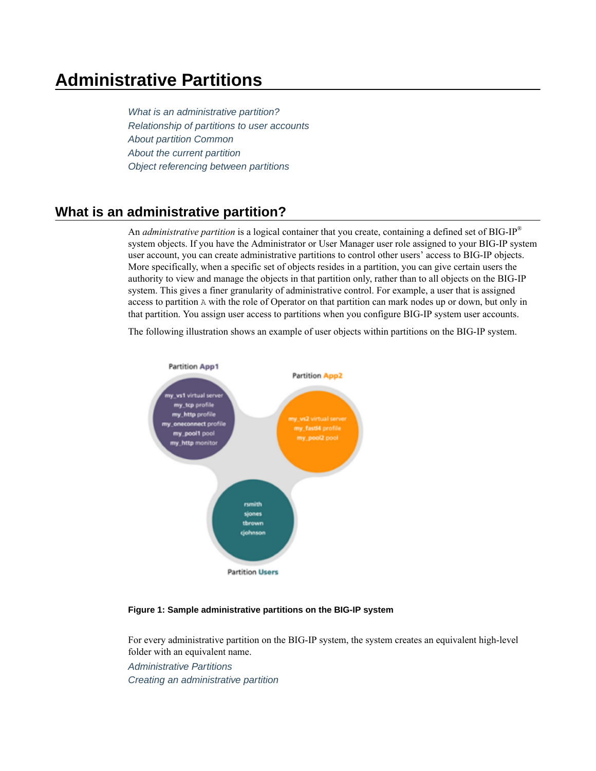# Administrative Partitions

*What is an administrative partition?*
*Relationship of partitions to user accounts*
*About partition Common*
*About the current partition*
*Object referencing between partitions*

## What is an administrative partition?

An *administrative partition* is a logical container that you create, containing a defined set of BIG-IP® system objects. If you have the Administrator or User Manager user role assigned to your BIG-IP system user account, you can create administrative partitions to control other users' access to BIG-IP objects. More specifically, when a specific set of objects resides in a partition, you can give certain users the authority to view and manage the objects in that partition only, rather than to all objects on the BIG-IP system. This gives a finer granularity of administrative control. For example, a user that is assigned access to partition `A` with the role of Operator on that partition can mark nodes up or down, but only in that partition. You assign user access to partitions when you configure BIG-IP system user accounts.

The following illustration shows an example of user objects within partitions on the BIG-IP system.

**Figure 1: Sample administrative partitions on the BIG-IP system**

For every administrative partition on the BIG-IP system, the system creates an equivalent high-level folder with an equivalent name.

*Administrative Partitions*
*Creating an administrative partition*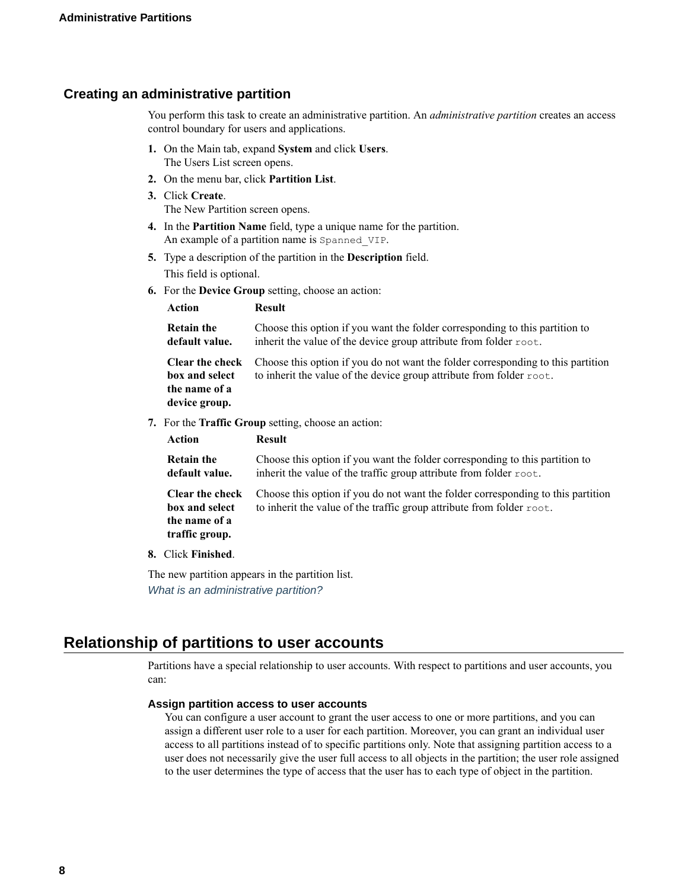## Creating an administrative partition

You perform this task to create an administrative partition. An *administrative partition* creates an access control boundary for users and applications.

1. On the Main tab, expand **System** and click **Users**.
   The Users List screen opens.
2. On the menu bar, click **Partition List**.
3. Click **Create**.
   The New Partition screen opens.
4. In the **Partition Name** field, type a unique name for the partition.
   An example of a partition name is `Spanned_VIP`.
5. Type a description of the partition in the **Description** field.

   This field is optional.
6. For the **Device Group** setting, choose an action:

   | Action | Result |
   | --- | --- |
   | **Retain the default value.** | Choose this option if you want the folder corresponding to this partition to inherit the value of the device group attribute from folder `root`. |
   | **Clear the check box and select the name of a device group.** | Choose this option if you do not want the folder corresponding to this partition to inherit the value of the device group attribute from folder `root`. |

7. For the **Traffic Group** setting, choose an action:

   | Action | Result |
   | --- | --- |
   | **Retain the default value.** | Choose this option if you want the folder corresponding to this partition to inherit the value of the traffic group attribute from folder `root`. |
   | **Clear the check box and select the name of a traffic group.** | Choose this option if you do not want the folder corresponding to this partition to inherit the value of the traffic group attribute from folder `root`. |

8. Click **Finished**.

The new partition appears in the partition list.

*What is an administrative partition?*

# Relationship of partitions to user accounts

Partitions have a special relationship to user accounts. With respect to partitions and user accounts, you can:

**Assign partition access to user accounts**

You can configure a user account to grant the user access to one or more partitions, and you can assign a different user role to a user for each partition. Moreover, you can grant an individual user access to all partitions instead of to specific partitions only. Note that assigning partition access to a user does not necessarily give the user full access to all objects in the partition; the user role assigned to the user determines the type of access that the user has to each type of object in the partition.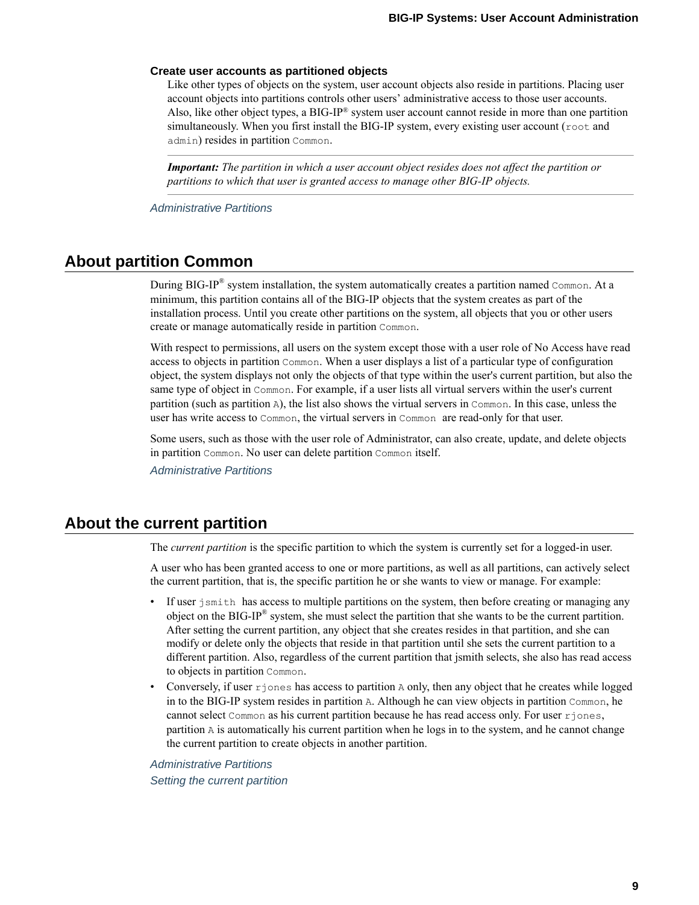### Create user accounts as partitioned objects

Like other types of objects on the system, user account objects also reside in partitions. Placing user account objects into partitions controls other users' administrative access to those user accounts. Also, like other object types, a BIG-IP® system user account cannot reside in more than one partition simultaneously. When you first install the BIG-IP system, every existing user account (`root` and `admin`) resides in partition `Common`.

***Important:*** *The partition in which a user account object resides does not affect the partition or partitions to which that user is granted access to manage other BIG-IP objects.*

*Administrative Partitions*

## About partition Common

During BIG-IP® system installation, the system automatically creates a partition named `Common`. At a minimum, this partition contains all of the BIG-IP objects that the system creates as part of the installation process. Until you create other partitions on the system, all objects that you or other users create or manage automatically reside in partition `Common`.

With respect to permissions, all users on the system except those with a user role of No Access have read access to objects in partition `Common`. When a user displays a list of a particular type of configuration object, the system displays not only the objects of that type within the user's current partition, but also the same type of object in `Common`. For example, if a user lists all virtual servers within the user's current partition (such as partition `A`), the list also shows the virtual servers in `Common`. In this case, unless the user has write access to `Common`, the virtual servers in `Common` are read-only for that user.

Some users, such as those with the user role of Administrator, can also create, update, and delete objects in partition `Common`. No user can delete partition `Common` itself.

*Administrative Partitions*

## About the current partition

The *current partition* is the specific partition to which the system is currently set for a logged-in user.

A user who has been granted access to one or more partitions, as well as all partitions, can actively select the current partition, that is, the specific partition he or she wants to view or manage. For example:

- If user `jsmith` has access to multiple partitions on the system, then before creating or managing any object on the BIG-IP® system, she must select the partition that she wants to be the current partition. After setting the current partition, any object that she creates resides in that partition, and she can modify or delete only the objects that reside in that partition until she sets the current partition to a different partition. Also, regardless of the current partition that jsmith selects, she also has read access to objects in partition `Common`.
- Conversely, if user `rjones` has access to partition `A` only, then any object that he creates while logged in to the BIG-IP system resides in partition `A`. Although he can view objects in partition `Common`, he cannot select `Common` as his current partition because he has read access only. For user `rjones`, partition `A` is automatically his current partition when he logs in to the system, and he cannot change the current partition to create objects in another partition.

*Administrative Partitions*
*Setting the current partition*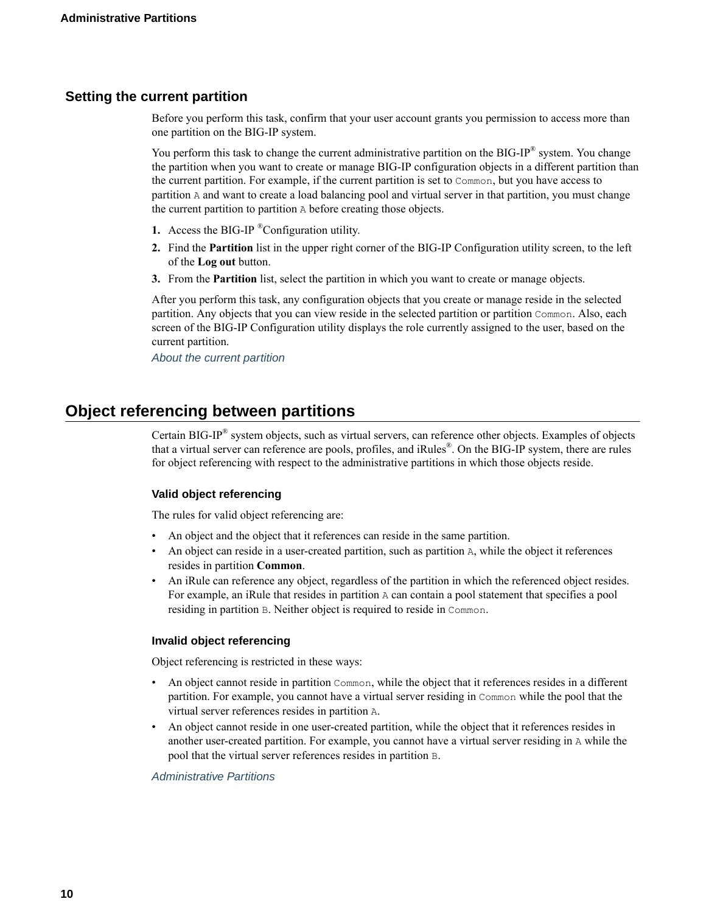## Setting the current partition

Before you perform this task, confirm that your user account grants you permission to access more than one partition on the BIG-IP system.

You perform this task to change the current administrative partition on the BIG-IP® system. You change the partition when you want to create or manage BIG-IP configuration objects in a different partition than the current partition. For example, if the current partition is set to `Common`, but you have access to partition `A` and want to create a load balancing pool and virtual server in that partition, you must change the current partition to partition `A` before creating those objects.

1. Access the BIG-IP ®Configuration utility.
2. Find the **Partition** list in the upper right corner of the BIG-IP Configuration utility screen, to the left of the **Log out** button.
3. From the **Partition** list, select the partition in which you want to create or manage objects.

After you perform this task, any configuration objects that you create or manage reside in the selected partition. Any objects that you can view reside in the selected partition or partition `Common`. Also, each screen of the BIG-IP Configuration utility displays the role currently assigned to the user, based on the current partition.

*About the current partition*

# Object referencing between partitions

Certain BIG-IP® system objects, such as virtual servers, can reference other objects. Examples of objects that a virtual server can reference are pools, profiles, and iRules®. On the BIG-IP system, there are rules for object referencing with respect to the administrative partitions in which those objects reside.

### Valid object referencing

The rules for valid object referencing are:

- An object and the object that it references can reside in the same partition.
- An object can reside in a user-created partition, such as partition `A`, while the object it references resides in partition **Common**.
- An iRule can reference any object, regardless of the partition in which the referenced object resides. For example, an iRule that resides in partition `A` can contain a pool statement that specifies a pool residing in partition `B`. Neither object is required to reside in `Common`.

### Invalid object referencing

Object referencing is restricted in these ways:

- An object cannot reside in partition `Common`, while the object that it references resides in a different partition. For example, you cannot have a virtual server residing in `Common` while the pool that the virtual server references resides in partition `A`.
- An object cannot reside in one user-created partition, while the object that it references resides in another user-created partition. For example, you cannot have a virtual server residing in `A` while the pool that the virtual server references resides in partition `B`.

*Administrative Partitions*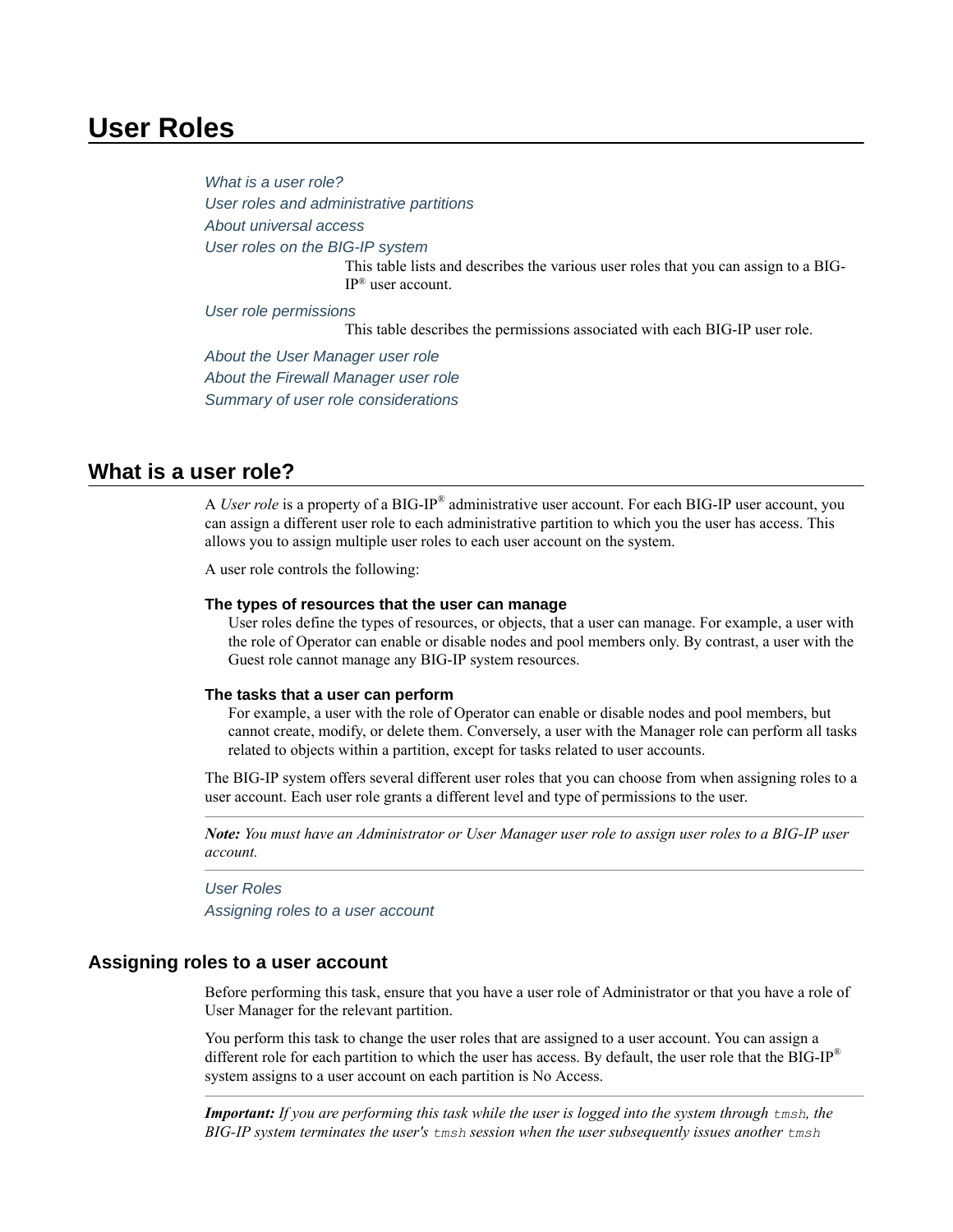# User Roles

*What is a user role?*
*User roles and administrative partitions*
*About universal access*
*User roles on the BIG-IP system*

This table lists and describes the various user roles that you can assign to a BIG-IP® user account.

*User role permissions*

This table describes the permissions associated with each BIG-IP user role.

*About the User Manager user role*
*About the Firewall Manager user role*
*Summary of user role considerations*

## What is a user role?

A *User role* is a property of a BIG-IP® administrative user account. For each BIG-IP user account, you can assign a different user role to each administrative partition to which you the user has access. This allows you to assign multiple user roles to each user account on the system.

A user role controls the following:

**The types of resources that the user can manage**

User roles define the types of resources, or objects, that a user can manage. For example, a user with the role of Operator can enable or disable nodes and pool members only. By contrast, a user with the Guest role cannot manage any BIG-IP system resources.

**The tasks that a user can perform**

For example, a user with the role of Operator can enable or disable nodes and pool members, but cannot create, modify, or delete them. Conversely, a user with the Manager role can perform all tasks related to objects within a partition, except for tasks related to user accounts.

The BIG-IP system offers several different user roles that you can choose from when assigning roles to a user account. Each user role grants a different level and type of permissions to the user.

***Note:** You must have an Administrator or User Manager user role to assign user roles to a BIG-IP user account.*

*User Roles*
*Assigning roles to a user account*

### Assigning roles to a user account

Before performing this task, ensure that you have a user role of Administrator or that you have a role of User Manager for the relevant partition.

You perform this task to change the user roles that are assigned to a user account. You can assign a different role for each partition to which the user has access. By default, the user role that the BIG-IP® system assigns to a user account on each partition is No Access.

***Important:** If you are performing this task while the user is logged into the system through `tmsh`, the BIG-IP system terminates the user's `tmsh` session when the user subsequently issues another `tmsh`*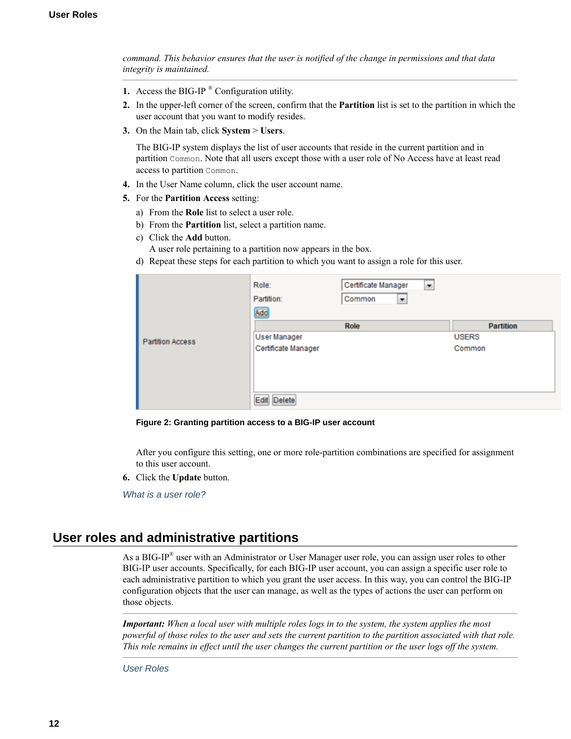*command. This behavior ensures that the user is notified of the change in permissions and that data integrity is maintained.*

1. Access the BIG-IP ® Configuration utility.
2. In the upper-left corner of the screen, confirm that the **Partition** list is set to the partition in which the user account that you want to modify resides.
3. On the Main tab, click **System** > **Users**.

   The BIG-IP system displays the list of user accounts that reside in the current partition and in partition `Common`. Note that all users except those with a user role of No Access have at least read access to partition `Common`.
4. In the User Name column, click the user account name.
5. For the **Partition Access** setting:
   a) From the **Role** list to select a user role.
   b) From the **Partition** list, select a partition name.
   c) Click the **Add** button.
   A user role pertaining to a partition now appears in the box.
   d) Repeat these steps for each partition to which you want to assign a role for this user.

**Figure 2: Granting partition access to a BIG-IP user account**

   After you configure this setting, one or more role-partition combinations are specified for assignment to this user account.
6. Click the **Update** button.

*What is a user role?*

## User roles and administrative partitions

As a BIG-IP® user with an Administrator or User Manager user role, you can assign user roles to other BIG-IP user accounts. Specifically, for each BIG-IP user account, you can assign a specific user role to each administrative partition to which you grant the user access. In this way, you can control the BIG-IP configuration objects that the user can manage, as well as the types of actions the user can perform on those objects.

***Important:*** *When a local user with multiple roles logs in to the system, the system applies the most powerful of those roles to the user and sets the current partition to the partition associated with that role. This role remains in effect until the user changes the current partition or the user logs off the system.*

*User Roles*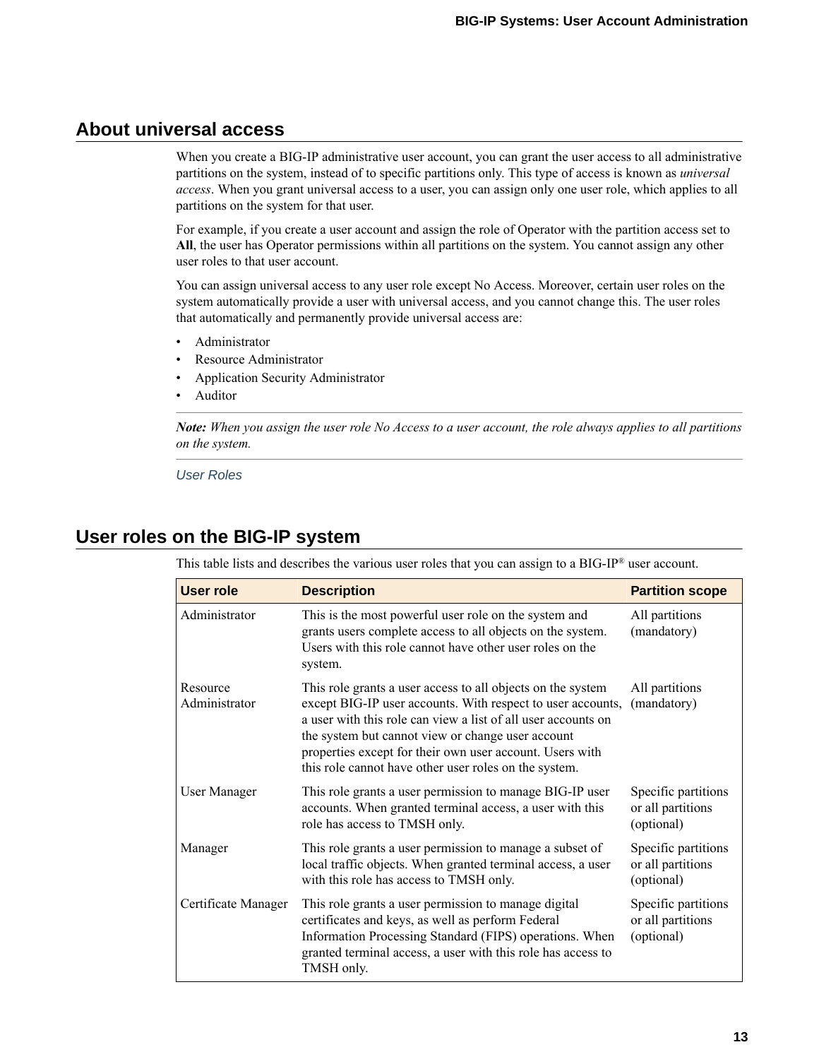## About universal access

When you create a BIG-IP administrative user account, you can grant the user access to all administrative partitions on the system, instead of to specific partitions only. This type of access is known as *universal access*. When you grant universal access to a user, you can assign only one user role, which applies to all partitions on the system for that user.

For example, if you create a user account and assign the role of Operator with the partition access set to **All**, the user has Operator permissions within all partitions on the system. You cannot assign any other user roles to that user account.

You can assign universal access to any user role except No Access. Moreover, certain user roles on the system automatically provide a user with universal access, and you cannot change this. The user roles that automatically and permanently provide universal access are:

- Administrator
- Resource Administrator
- Application Security Administrator
- Auditor

***Note:*** *When you assign the user role No Access to a user account, the role always applies to all partitions on the system.*

*User Roles*

## User roles on the BIG-IP system

This table lists and describes the various user roles that you can assign to a BIG-IP® user account.

| User role | Description | Partition scope |
|---|---|---|
| Administrator | This is the most powerful user role on the system and grants users complete access to all objects on the system. Users with this role cannot have other user roles on the system. | All partitions (mandatory) |
| Resource Administrator | This role grants a user access to all objects on the system except BIG-IP user accounts. With respect to user accounts, a user with this role can view a list of all user accounts on the system but cannot view or change user account properties except for their own user account. Users with this role cannot have other user roles on the system. | All partitions (mandatory) |
| User Manager | This role grants a user permission to manage BIG-IP user accounts. When granted terminal access, a user with this role has access to TMSH only. | Specific partitions or all partitions (optional) |
| Manager | This role grants a user permission to manage a subset of local traffic objects. When granted terminal access, a user with this role has access to TMSH only. | Specific partitions or all partitions (optional) |
| Certificate Manager | This role grants a user permission to manage digital certificates and keys, as well as perform Federal Information Processing Standard (FIPS) operations. When granted terminal access, a user with this role has access to TMSH only. | Specific partitions or all partitions (optional) |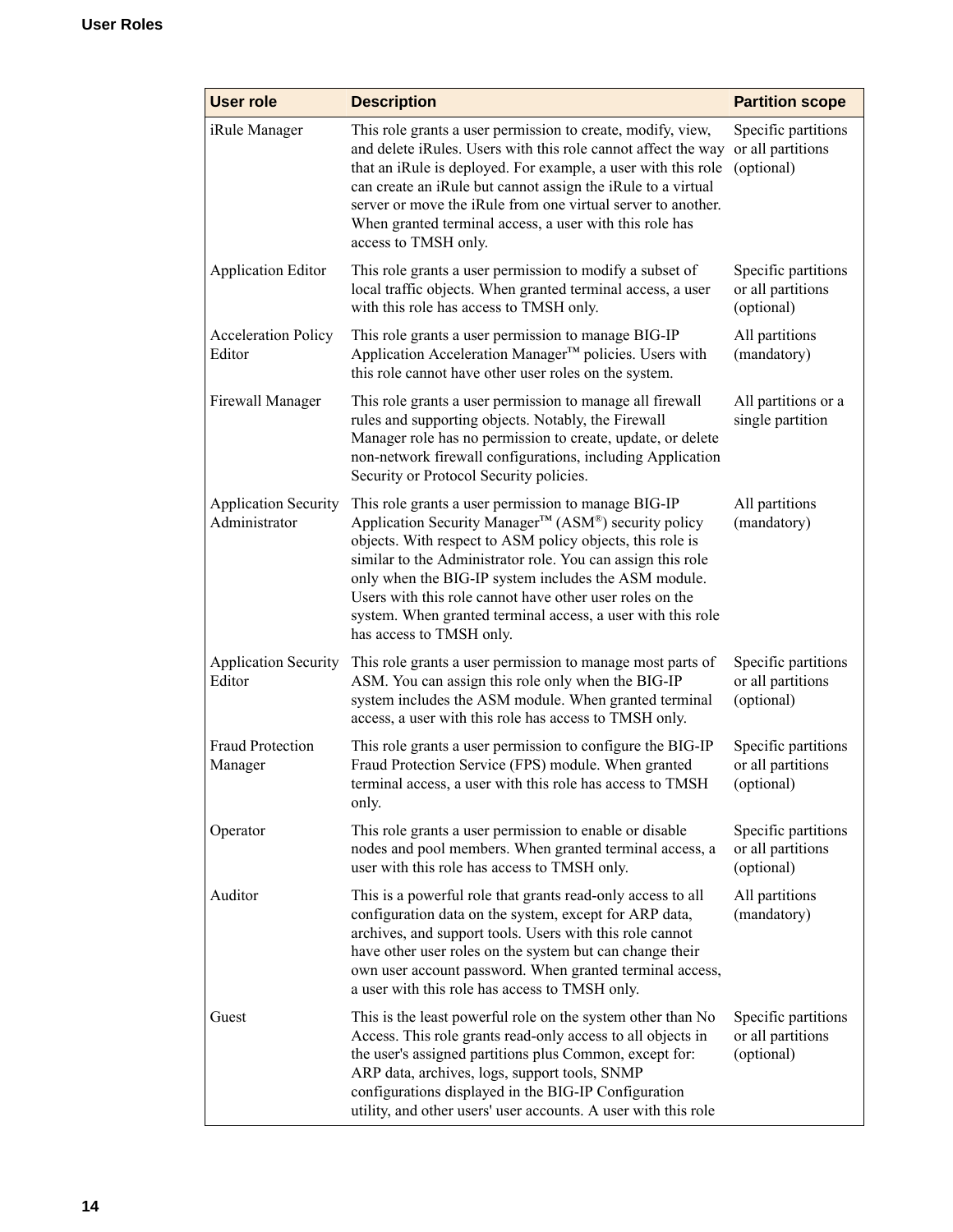| User role | Description | Partition scope |
|---|---|---|
| iRule Manager | This role grants a user permission to create, modify, view, and delete iRules. Users with this role cannot affect the way that an iRule is deployed. For example, a user with this role can create an iRule but cannot assign the iRule to a virtual server or move the iRule from one virtual server to another. When granted terminal access, a user with this role has access to TMSH only. | Specific partitions or all partitions (optional) |
| Application Editor | This role grants a user permission to modify a subset of local traffic objects. When granted terminal access, a user with this role has access to TMSH only. | Specific partitions or all partitions (optional) |
| Acceleration Policy Editor | This role grants a user permission to manage BIG-IP Application Acceleration Manager™ policies. Users with this role cannot have other user roles on the system. | All partitions (mandatory) |
| Firewall Manager | This role grants a user permission to manage all firewall rules and supporting objects. Notably, the Firewall Manager role has no permission to create, update, or delete non-network firewall configurations, including Application Security or Protocol Security policies. | All partitions or a single partition |
| Application Security Administrator | This role grants a user permission to manage BIG-IP Application Security Manager™ (ASM®) security policy objects. With respect to ASM policy objects, this role is similar to the Administrator role. You can assign this role only when the BIG-IP system includes the ASM module. Users with this role cannot have other user roles on the system. When granted terminal access, a user with this role has access to TMSH only. | All partitions (mandatory) |
| Application Security Editor | This role grants a user permission to manage most parts of ASM. You can assign this role only when the BIG-IP system includes the ASM module. When granted terminal access, a user with this role has access to TMSH only. | Specific partitions or all partitions (optional) |
| Fraud Protection Manager | This role grants a user permission to configure the BIG-IP Fraud Protection Service (FPS) module. When granted terminal access, a user with this role has access to TMSH only. | Specific partitions or all partitions (optional) |
| Operator | This role grants a user permission to enable or disable nodes and pool members. When granted terminal access, a user with this role has access to TMSH only. | Specific partitions or all partitions (optional) |
| Auditor | This is a powerful role that grants read-only access to all configuration data on the system, except for ARP data, archives, and support tools. Users with this role cannot have other user roles on the system but can change their own user account password. When granted terminal access, a user with this role has access to TMSH only. | All partitions (mandatory) |
| Guest | This is the least powerful role on the system other than No Access. This role grants read-only access to all objects in the user's assigned partitions plus Common, except for: ARP data, archives, logs, support tools, SNMP configurations displayed in the BIG-IP Configuration utility, and other users' user accounts. A user with this role | Specific partitions or all partitions (optional) |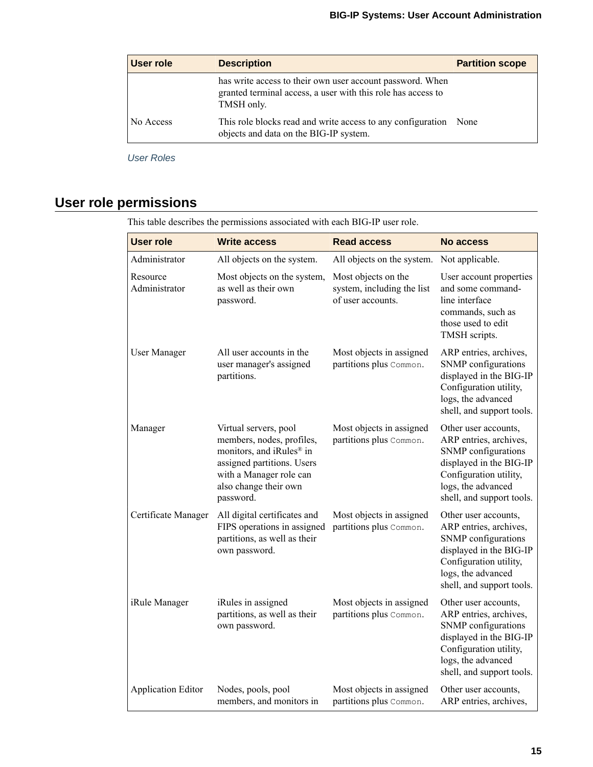| User role | Description | Partition scope |
| --- | --- | --- |
| | has write access to their own user account password. When granted terminal access, a user with this role has access to TMSH only. | |
| No Access | This role blocks read and write access to any configuration objects and data on the BIG-IP system. | None |

*User Roles*

## User role permissions

This table describes the permissions associated with each BIG-IP user role.

| User role | Write access | Read access | No access |
| --- | --- | --- | --- |
| Administrator | All objects on the system. | All objects on the system. | Not applicable. |
| Resource Administrator | Most objects on the system, as well as their own password. | Most objects on the system, including the list of user accounts. | User account properties and some command-line interface commands, such as those used to edit TMSH scripts. |
| User Manager | All user accounts in the user manager's assigned partitions. | Most objects in assigned partitions plus `Common`. | ARP entries, archives, SNMP configurations displayed in the BIG-IP Configuration utility, logs, the advanced shell, and support tools. |
| Manager | Virtual servers, pool members, nodes, profiles, monitors, and iRules® in assigned partitions. Users with a Manager role can also change their own password. | Most objects in assigned partitions plus `Common`. | Other user accounts, ARP entries, archives, SNMP configurations displayed in the BIG-IP Configuration utility, logs, the advanced shell, and support tools. |
| Certificate Manager | All digital certificates and FIPS operations in assigned partitions, as well as their own password. | Most objects in assigned partitions plus `Common`. | Other user accounts, ARP entries, archives, SNMP configurations displayed in the BIG-IP Configuration utility, logs, the advanced shell, and support tools. |
| iRule Manager | iRules in assigned partitions, as well as their own password. | Most objects in assigned partitions plus `Common`. | Other user accounts, ARP entries, archives, SNMP configurations displayed in the BIG-IP Configuration utility, logs, the advanced shell, and support tools. |
| Application Editor | Nodes, pools, pool members, and monitors in | Most objects in assigned partitions plus `Common`. | Other user accounts, ARP entries, archives, |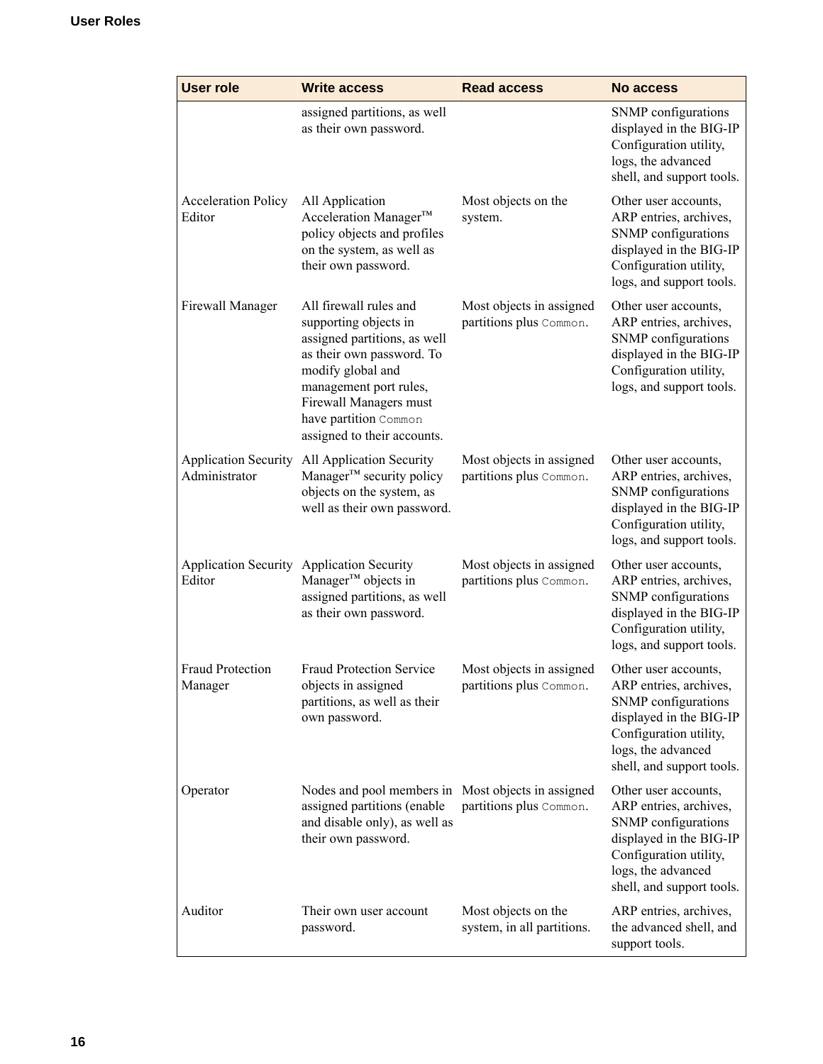| User role | Write access | Read access | No access |
| --- | --- | --- | --- |
| | assigned partitions, as well as their own password. | | SNMP configurations displayed in the BIG-IP Configuration utility, logs, the advanced shell, and support tools. |
| Acceleration Policy Editor | All Application Acceleration Manager™ policy objects and profiles on the system, as well as their own password. | Most objects on the system. | Other user accounts, ARP entries, archives, SNMP configurations displayed in the BIG-IP Configuration utility, logs, and support tools. |
| Firewall Manager | All firewall rules and supporting objects in assigned partitions, as well as their own password. To modify global and management port rules, Firewall Managers must have partition `Common` assigned to their accounts. | Most objects in assigned partitions plus `Common`. | Other user accounts, ARP entries, archives, SNMP configurations displayed in the BIG-IP Configuration utility, logs, and support tools. |
| Application Security Administrator | All Application Security Manager™ security policy objects on the system, as well as their own password. | Most objects in assigned partitions plus `Common`. | Other user accounts, ARP entries, archives, SNMP configurations displayed in the BIG-IP Configuration utility, logs, and support tools. |
| Application Security Editor | Application Security Manager™ objects in assigned partitions, as well as their own password. | Most objects in assigned partitions plus `Common`. | Other user accounts, ARP entries, archives, SNMP configurations displayed in the BIG-IP Configuration utility, logs, and support tools. |
| Fraud Protection Manager | Fraud Protection Service objects in assigned partitions, as well as their own password. | Most objects in assigned partitions plus `Common`. | Other user accounts, ARP entries, archives, SNMP configurations displayed in the BIG-IP Configuration utility, logs, the advanced shell, and support tools. |
| Operator | Nodes and pool members in assigned partitions (enable and disable only), as well as their own password. | Most objects in assigned partitions plus `Common`. | Other user accounts, ARP entries, archives, SNMP configurations displayed in the BIG-IP Configuration utility, logs, the advanced shell, and support tools. |
| Auditor | Their own user account password. | Most objects on the system, in all partitions. | ARP entries, archives, the advanced shell, and support tools. |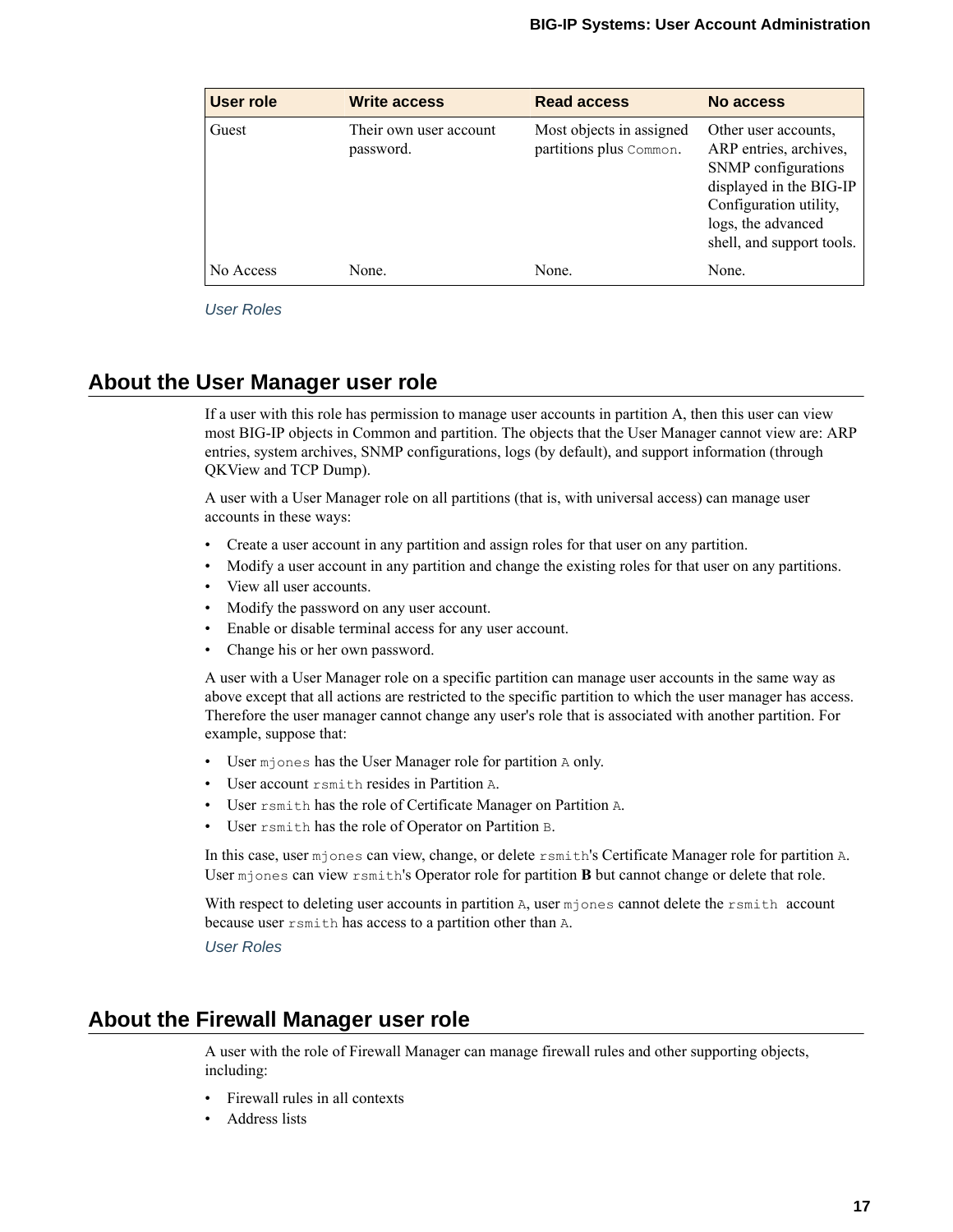| User role | Write access | Read access | No access |
| --- | --- | --- | --- |
| Guest | Their own user account password. | Most objects in assigned partitions plus `Common`. | Other user accounts, ARP entries, archives, SNMP configurations displayed in the BIG-IP Configuration utility, logs, the advanced shell, and support tools. |
| No Access | None. | None. | None. |

*User Roles*

## About the User Manager user role

If a user with this role has permission to manage user accounts in partition A, then this user can view most BIG-IP objects in Common and partition. The objects that the User Manager cannot view are: ARP entries, system archives, SNMP configurations, logs (by default), and support information (through QKView and TCP Dump).

A user with a User Manager role on all partitions (that is, with universal access) can manage user accounts in these ways:

- Create a user account in any partition and assign roles for that user on any partition.
- Modify a user account in any partition and change the existing roles for that user on any partitions.
- View all user accounts.
- Modify the password on any user account.
- Enable or disable terminal access for any user account.
- Change his or her own password.

A user with a User Manager role on a specific partition can manage user accounts in the same way as above except that all actions are restricted to the specific partition to which the user manager has access. Therefore the user manager cannot change any user's role that is associated with another partition. For example, suppose that:

- User `mjones` has the User Manager role for partition `A` only.
- User account `rsmith` resides in Partition `A`.
- User `rsmith` has the role of Certificate Manager on Partition `A`.
- User `rsmith` has the role of Operator on Partition `B`.

In this case, user `mjones` can view, change, or delete `rsmith`'s Certificate Manager role for partition `A`. User `mjones` can view `rsmith`'s Operator role for partition **B** but cannot change or delete that role.

With respect to deleting user accounts in partition `A`, user `mjones` cannot delete the `rsmith` account because user `rsmith` has access to a partition other than `A`.

*User Roles*

## About the Firewall Manager user role

A user with the role of Firewall Manager can manage firewall rules and other supporting objects, including:

- Firewall rules in all contexts
- Address lists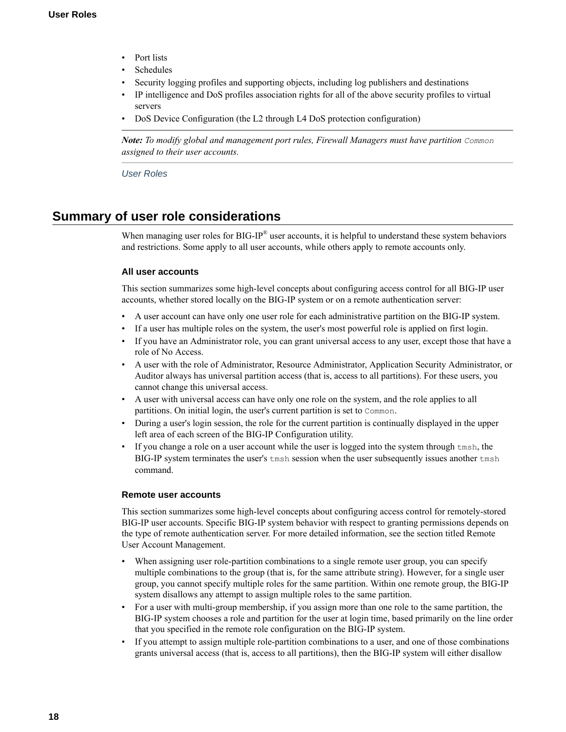- Port lists
- Schedules
- Security logging profiles and supporting objects, including log publishers and destinations
- IP intelligence and DoS profiles association rights for all of the above security profiles to virtual servers
- DoS Device Configuration (the L2 through L4 DoS protection configuration)

---

***Note:** To modify global and management port rules, Firewall Managers must have partition `Common` assigned to their user accounts.*

---

*User Roles*

## Summary of user role considerations

When managing user roles for BIG-IP® user accounts, it is helpful to understand these system behaviors and restrictions. Some apply to all user accounts, while others apply to remote accounts only.

### All user accounts

This section summarizes some high-level concepts about configuring access control for all BIG-IP user accounts, whether stored locally on the BIG-IP system or on a remote authentication server:

- A user account can have only one user role for each administrative partition on the BIG-IP system.
- If a user has multiple roles on the system, the user's most powerful role is applied on first login.
- If you have an Administrator role, you can grant universal access to any user, except those that have a role of No Access.
- A user with the role of Administrator, Resource Administrator, Application Security Administrator, or Auditor always has universal partition access (that is, access to all partitions). For these users, you cannot change this universal access.
- A user with universal access can have only one role on the system, and the role applies to all partitions. On initial login, the user's current partition is set to `Common`.
- During a user's login session, the role for the current partition is continually displayed in the upper left area of each screen of the BIG-IP Configuration utility.
- If you change a role on a user account while the user is logged into the system through `tmsh`, the BIG-IP system terminates the user's `tmsh` session when the user subsequently issues another `tmsh` command.

### Remote user accounts

This section summarizes some high-level concepts about configuring access control for remotely-stored BIG-IP user accounts. Specific BIG-IP system behavior with respect to granting permissions depends on the type of remote authentication server. For more detailed information, see the section titled Remote User Account Management.

- When assigning user role-partition combinations to a single remote user group, you can specify multiple combinations to the group (that is, for the same attribute string). However, for a single user group, you cannot specify multiple roles for the same partition. Within one remote group, the BIG-IP system disallows any attempt to assign multiple roles to the same partition.
- For a user with multi-group membership, if you assign more than one role to the same partition, the BIG-IP system chooses a role and partition for the user at login time, based primarily on the line order that you specified in the remote role configuration on the BIG-IP system.
- If you attempt to assign multiple role-partition combinations to a user, and one of those combinations grants universal access (that is, access to all partitions), then the BIG-IP system will either disallow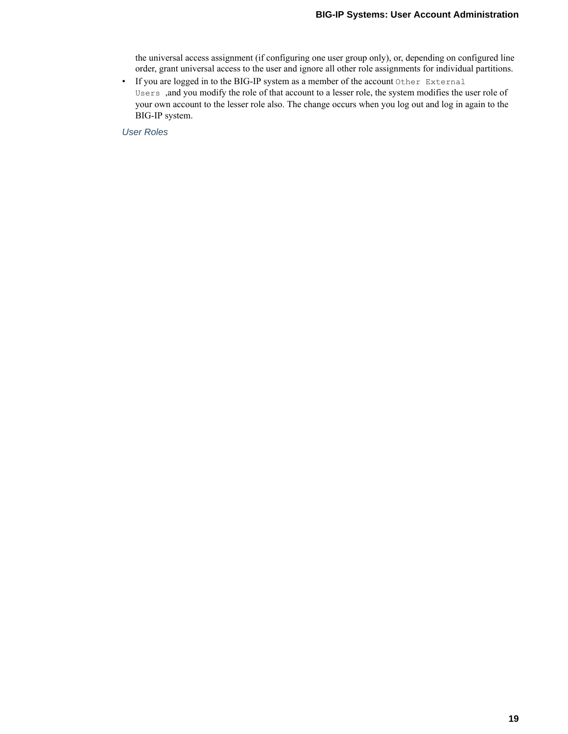the universal access assignment (if configuring one user group only), or, depending on configured line order, grant universal access to the user and ignore all other role assignments for individual partitions.

- If you are logged in to the BIG-IP system as a member of the account `Other External Users` ,and you modify the role of that account to a lesser role, the system modifies the user role of your own account to the lesser role also. The change occurs when you log out and log in again to the BIG-IP system.

*User Roles*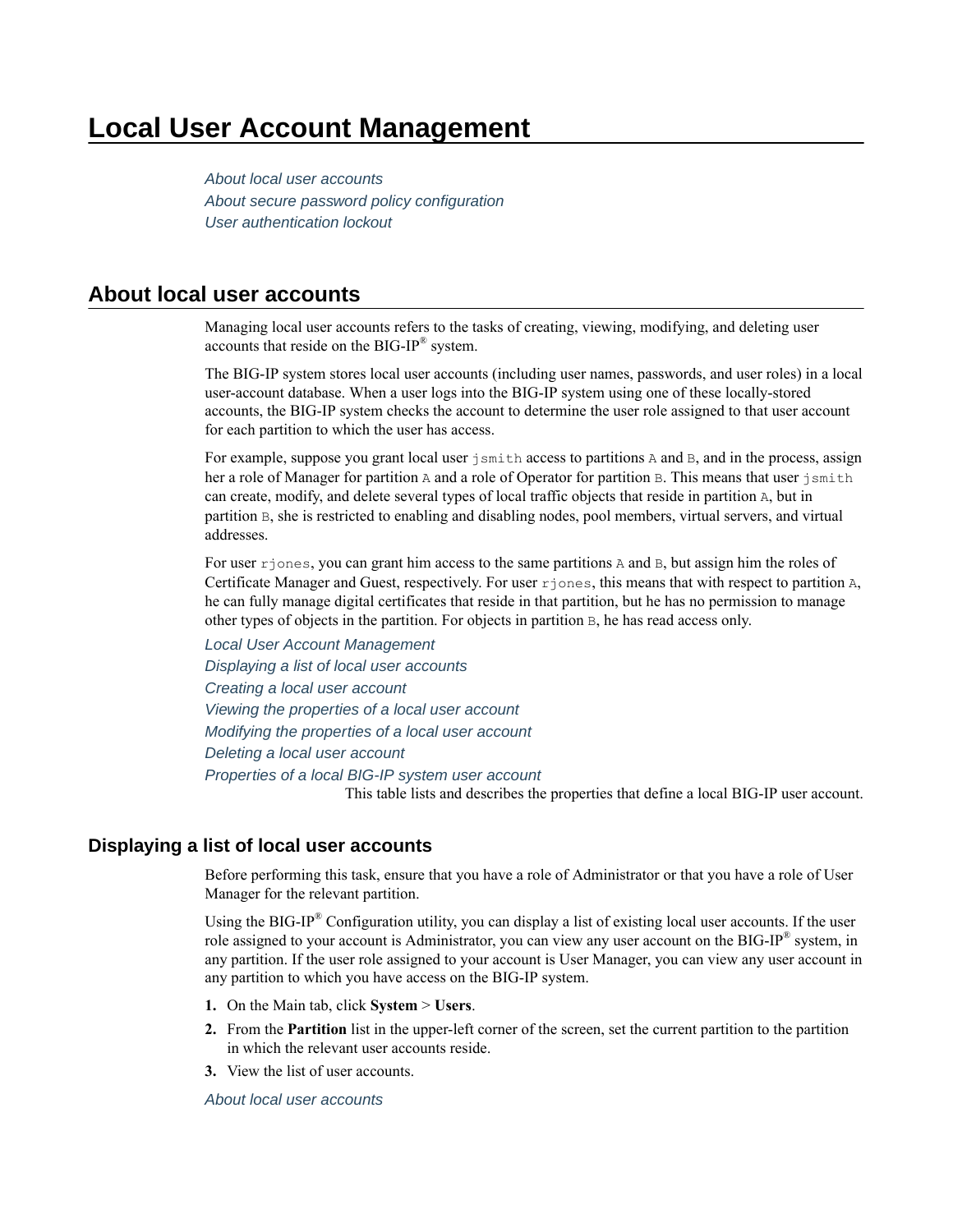# Local User Account Management

*About local user accounts*
*About secure password policy configuration*
*User authentication lockout*

## About local user accounts

Managing local user accounts refers to the tasks of creating, viewing, modifying, and deleting user accounts that reside on the BIG-IP® system.

The BIG-IP system stores local user accounts (including user names, passwords, and user roles) in a local user-account database. When a user logs into the BIG-IP system using one of these locally-stored accounts, the BIG-IP system checks the account to determine the user role assigned to that user account for each partition to which the user has access.

For example, suppose you grant local user `jsmith` access to partitions `A` and `B`, and in the process, assign her a role of Manager for partition `A` and a role of Operator for partition `B`. This means that user `jsmith` can create, modify, and delete several types of local traffic objects that reside in partition `A`, but in partition `B`, she is restricted to enabling and disabling nodes, pool members, virtual servers, and virtual addresses.

For user `rjones`, you can grant him access to the same partitions `A` and `B`, but assign him the roles of Certificate Manager and Guest, respectively. For user `rjones`, this means that with respect to partition `A`, he can fully manage digital certificates that reside in that partition, but he has no permission to manage other types of objects in the partition. For objects in partition `B`, he has read access only.

*Local User Account Management*
*Displaying a list of local user accounts*
*Creating a local user account*
*Viewing the properties of a local user account*
*Modifying the properties of a local user account*
*Deleting a local user account*
*Properties of a local BIG-IP system user account*
This table lists and describes the properties that define a local BIG-IP user account.

### Displaying a list of local user accounts

Before performing this task, ensure that you have a role of Administrator or that you have a role of User Manager for the relevant partition.

Using the BIG-IP® Configuration utility, you can display a list of existing local user accounts. If the user role assigned to your account is Administrator, you can view any user account on the BIG-IP® system, in any partition. If the user role assigned to your account is User Manager, you can view any user account in any partition to which you have access on the BIG-IP system.

1. On the Main tab, click **System** > **Users**.
2. From the **Partition** list in the upper-left corner of the screen, set the current partition to the partition in which the relevant user accounts reside.
3. View the list of user accounts.

*About local user accounts*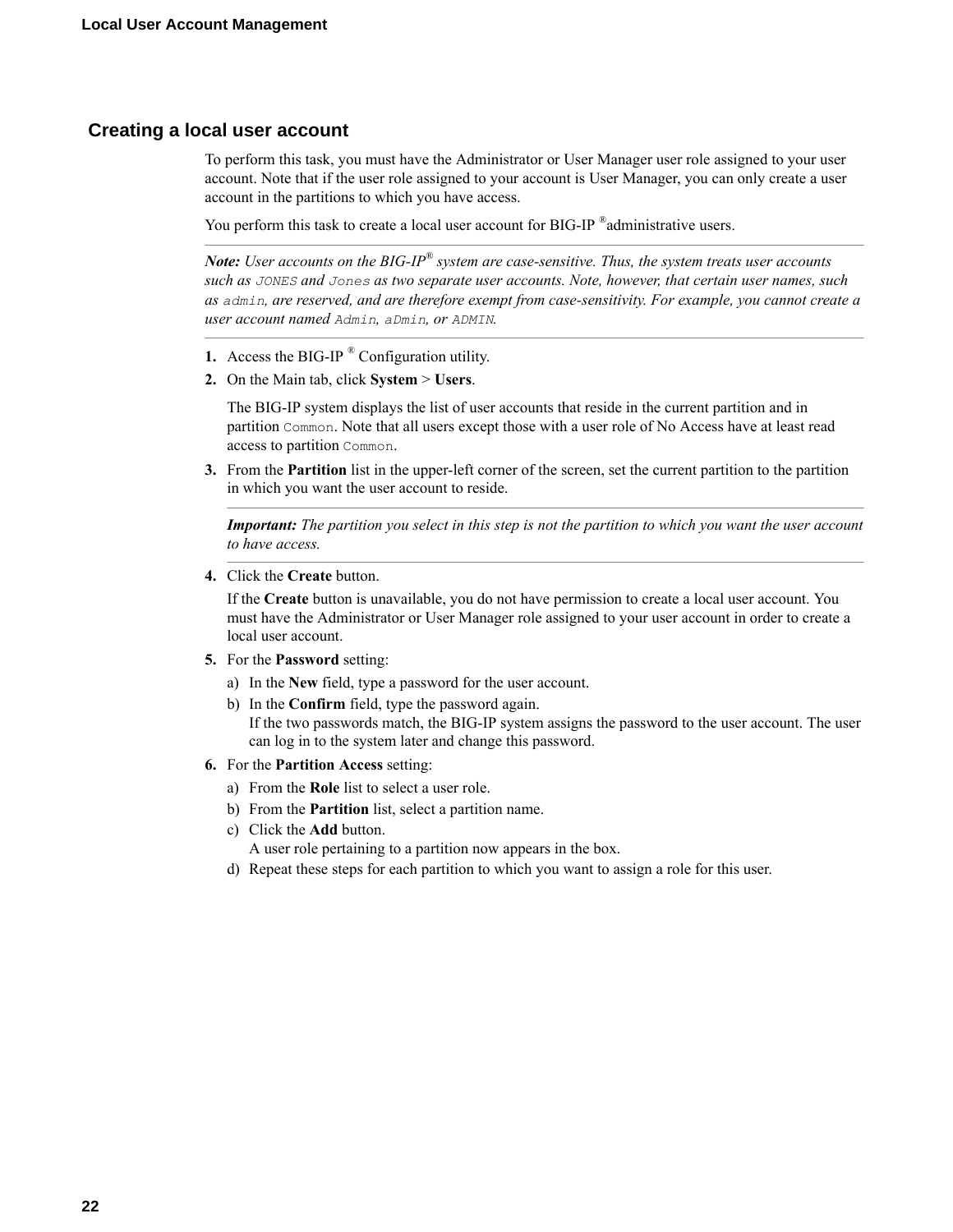## Creating a local user account

To perform this task, you must have the Administrator or User Manager user role assigned to your user account. Note that if the user role assigned to your account is User Manager, you can only create a user account in the partitions to which you have access.

You perform this task to create a local user account for BIG-IP ®administrative users.

---

***Note:** User accounts on the BIG-IP® system are case-sensitive. Thus, the system treats user accounts such as `JONES` and `Jones` as two separate user accounts. Note, however, that certain user names, such as `admin`, are reserved, and are therefore exempt from case-sensitivity. For example, you cannot create a user account named `Admin`, `aDmin`, or `ADMIN`.*

---

1. Access the BIG-IP ® Configuration utility.
2. On the Main tab, click **System** > **Users**.

   The BIG-IP system displays the list of user accounts that reside in the current partition and in partition `Common`. Note that all users except those with a user role of No Access have at least read access to partition `Common`.
3. From the **Partition** list in the upper-left corner of the screen, set the current partition to the partition in which you want the user account to reside.

   ---

   ***Important:** The partition you select in this step is not the partition to which you want the user account to have access.*

   ---
4. Click the **Create** button.

   If the **Create** button is unavailable, you do not have permission to create a local user account. You must have the Administrator or User Manager role assigned to your user account in order to create a local user account.
5. For the **Password** setting:
   a) In the **New** field, type a password for the user account.
   b) In the **Confirm** field, type the password again.
   If the two passwords match, the BIG-IP system assigns the password to the user account. The user can log in to the system later and change this password.
6. For the **Partition Access** setting:
   a) From the **Role** list to select a user role.
   b) From the **Partition** list, select a partition name.
   c) Click the **Add** button.
   A user role pertaining to a partition now appears in the box.
   d) Repeat these steps for each partition to which you want to assign a role for this user.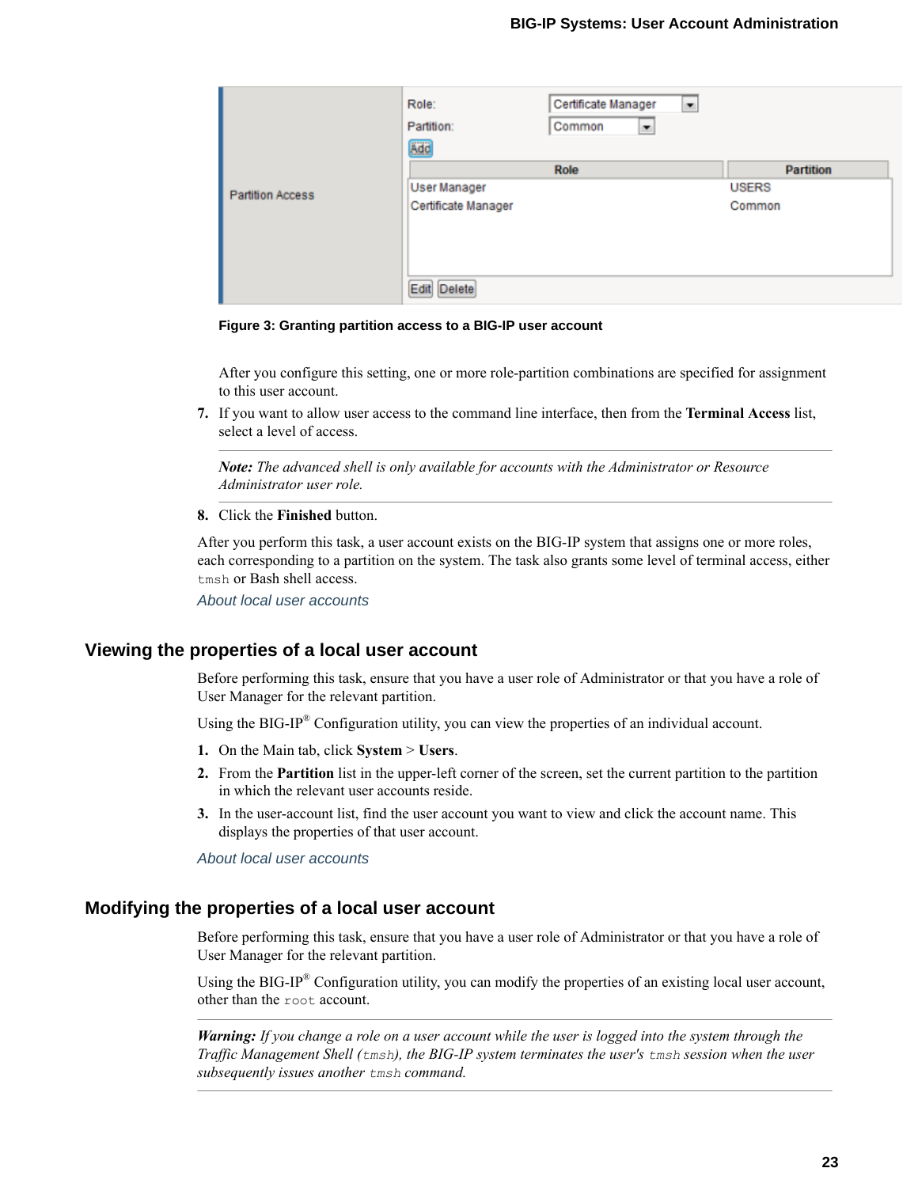Figure 3: Granting partition access to a BIG-IP user account

After you configure this setting, one or more role-partition combinations are specified for assignment to this user account.

7. If you want to allow user access to the command line interface, then from the **Terminal Access** list, select a level of access.

   ***Note:*** *The advanced shell is only available for accounts with the Administrator or Resource Administrator user role.*

8. Click the **Finished** button.

After you perform this task, a user account exists on the BIG-IP system that assigns one or more roles, each corresponding to a partition on the system. The task also grants some level of terminal access, either `tmsh` or Bash shell access.

*About local user accounts*

## Viewing the properties of a local user account

Before performing this task, ensure that you have a user role of Administrator or that you have a role of User Manager for the relevant partition.

Using the BIG-IP® Configuration utility, you can view the properties of an individual account.

1. On the Main tab, click **System** > **Users**.
2. From the **Partition** list in the upper-left corner of the screen, set the current partition to the partition in which the relevant user accounts reside.
3. In the user-account list, find the user account you want to view and click the account name. This displays the properties of that user account.

*About local user accounts*

## Modifying the properties of a local user account

Before performing this task, ensure that you have a user role of Administrator or that you have a role of User Manager for the relevant partition.

Using the BIG-IP® Configuration utility, you can modify the properties of an existing local user account, other than the `root` account.

***Warning:*** *If you change a role on a user account while the user is logged into the system through the Traffic Management Shell (`tmsh`), the BIG-IP system terminates the user's `tmsh` session when the user subsequently issues another `tmsh` command.*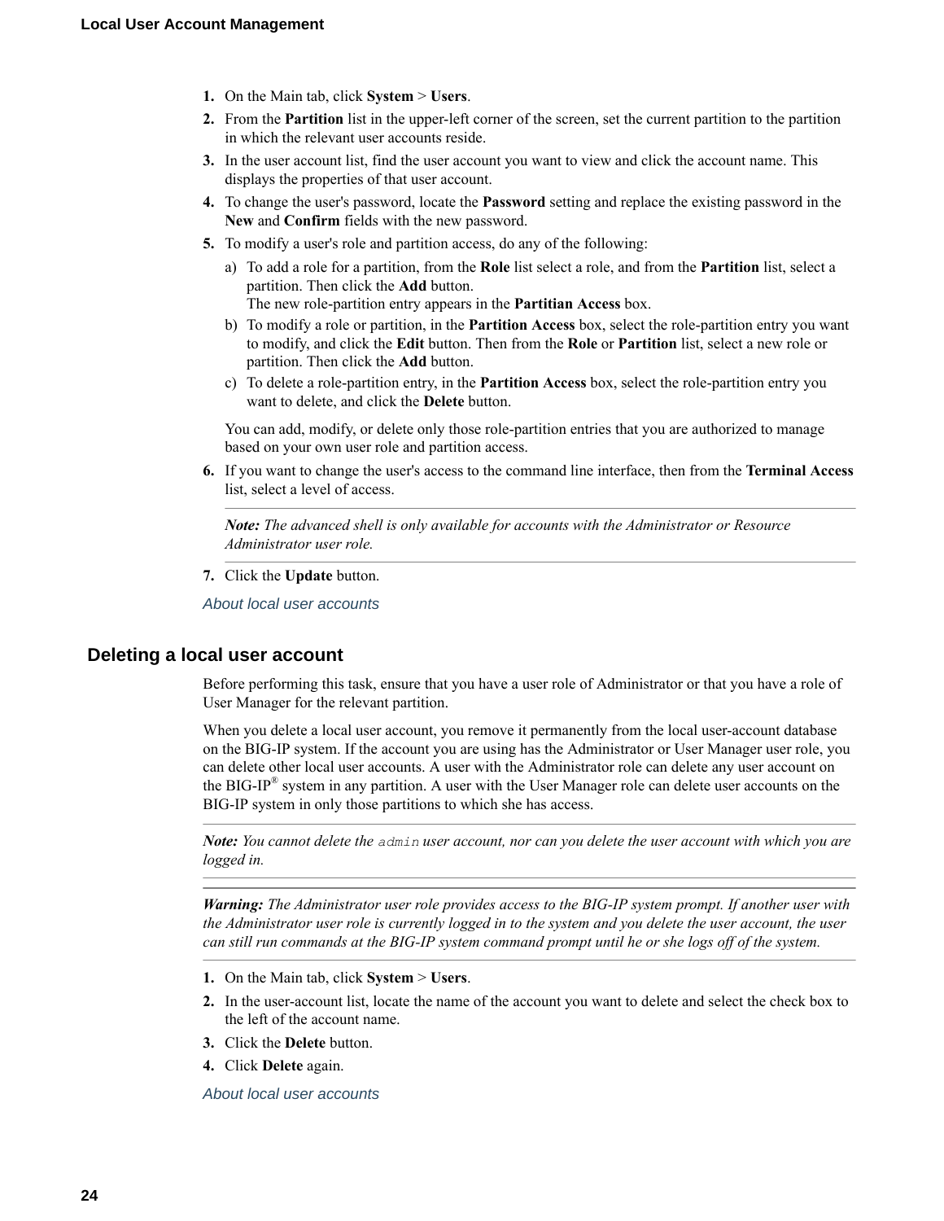1. On the Main tab, click **System** > **Users**.
2. From the **Partition** list in the upper-left corner of the screen, set the current partition to the partition in which the relevant user accounts reside.
3. In the user account list, find the user account you want to view and click the account name. This displays the properties of that user account.
4. To change the user's password, locate the **Password** setting and replace the existing password in the **New** and **Confirm** fields with the new password.
5. To modify a user's role and partition access, do any of the following:
   a) To add a role for a partition, from the **Role** list select a role, and from the **Partition** list, select a partition. Then click the **Add** button.
      The new role-partition entry appears in the **Partitian Access** box.
   b) To modify a role or partition, in the **Partition Access** box, select the role-partition entry you want to modify, and click the **Edit** button. Then from the **Role** or **Partition** list, select a new role or partition. Then click the **Add** button.
   c) To delete a role-partition entry, in the **Partition Access** box, select the role-partition entry you want to delete, and click the **Delete** button.

   You can add, modify, or delete only those role-partition entries that you are authorized to manage based on your own user role and partition access.
6. If you want to change the user's access to the command line interface, then from the **Terminal Access** list, select a level of access.

   ---

   ***Note:*** *The advanced shell is only available for accounts with the Administrator or Resource Administrator user role.*

   ---
7. Click the **Update** button.

About local user accounts

## Deleting a local user account

Before performing this task, ensure that you have a user role of Administrator or that you have a role of User Manager for the relevant partition.

When you delete a local user account, you remove it permanently from the local user-account database on the BIG-IP system. If the account you are using has the Administrator or User Manager user role, you can delete other local user accounts. A user with the Administrator role can delete any user account on the BIG-IP® system in any partition. A user with the User Manager role can delete user accounts on the BIG-IP system in only those partitions to which she has access.

---

***Note:*** *You cannot delete the* `admin` *user account, nor can you delete the user account with which you are logged in.*

---

***Warning:*** *The Administrator user role provides access to the BIG-IP system prompt. If another user with the Administrator user role is currently logged in to the system and you delete the user account, the user can still run commands at the BIG-IP system command prompt until he or she logs off of the system.*

---

1. On the Main tab, click **System** > **Users**.
2. In the user-account list, locate the name of the account you want to delete and select the check box to the left of the account name.
3. Click the **Delete** button.
4. Click **Delete** again.

About local user accounts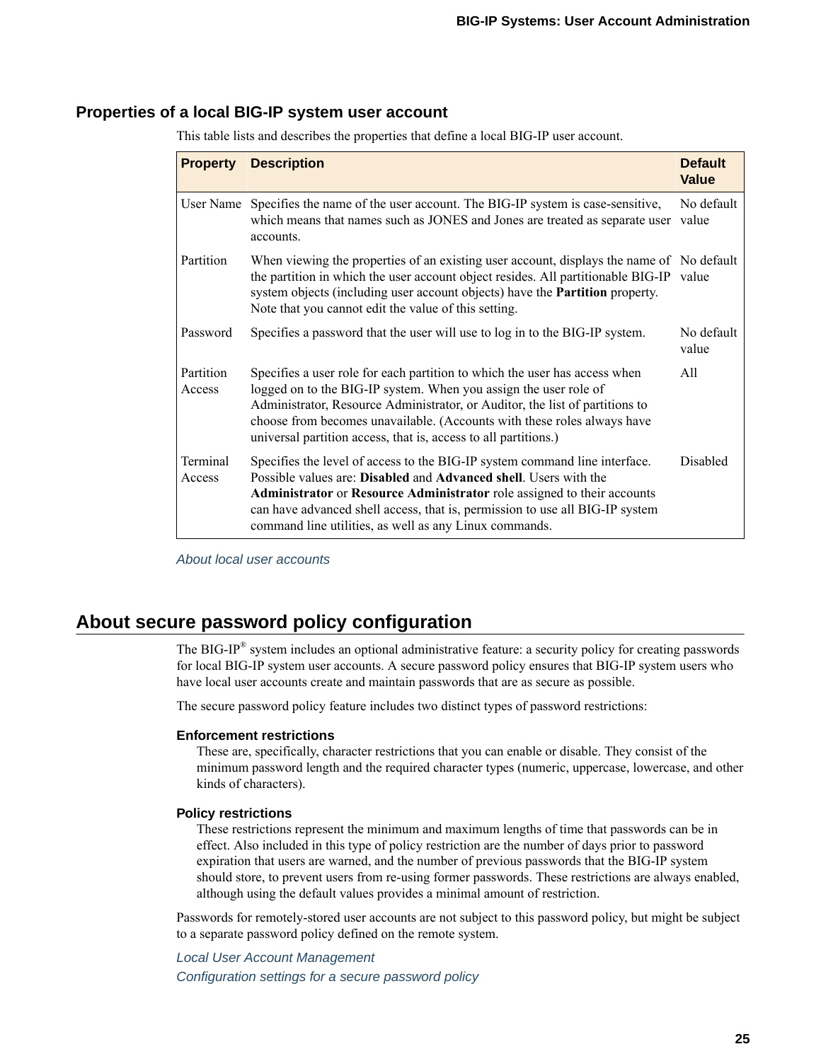## Properties of a local BIG-IP system user account

This table lists and describes the properties that define a local BIG-IP user account.

| Property | Description | Default Value |
| --- | --- | --- |
| User Name | Specifies the name of the user account. The BIG-IP system is case-sensitive, which means that names such as JONES and Jones are treated as separate user accounts. | No default value |
| Partition | When viewing the properties of an existing user account, displays the name of the partition in which the user account object resides. All partitionable BIG-IP system objects (including user account objects) have the **Partition** property. Note that you cannot edit the value of this setting. | No default value |
| Password | Specifies a password that the user will use to log in to the BIG-IP system. | No default value |
| Partition Access | Specifies a user role for each partition to which the user has access when logged on to the BIG-IP system. When you assign the user role of Administrator, Resource Administrator, or Auditor, the list of partitions to choose from becomes unavailable. (Accounts with these roles always have universal partition access, that is, access to all partitions.) | All |
| Terminal Access | Specifies the level of access to the BIG-IP system command line interface. Possible values are: **Disabled** and **Advanced shell**. Users with the **Administrator** or **Resource Administrator** role assigned to their accounts can have advanced shell access, that is, permission to use all BIG-IP system command line utilities, as well as any Linux commands. | Disabled |

*About local user accounts*

# About secure password policy configuration

The BIG-IP® system includes an optional administrative feature: a security policy for creating passwords for local BIG-IP system user accounts. A secure password policy ensures that BIG-IP system users who have local user accounts create and maintain passwords that are as secure as possible.

The secure password policy feature includes two distinct types of password restrictions:

**Enforcement restrictions**
These are, specifically, character restrictions that you can enable or disable. They consist of the minimum password length and the required character types (numeric, uppercase, lowercase, and other kinds of characters).

**Policy restrictions**
These restrictions represent the minimum and maximum lengths of time that passwords can be in effect. Also included in this type of policy restriction are the number of days prior to password expiration that users are warned, and the number of previous passwords that the BIG-IP system should store, to prevent users from re-using former passwords. These restrictions are always enabled, although using the default values provides a minimal amount of restriction.

Passwords for remotely-stored user accounts are not subject to this password policy, but might be subject to a separate password policy defined on the remote system.

*Local User Account Management*
*Configuration settings for a secure password policy*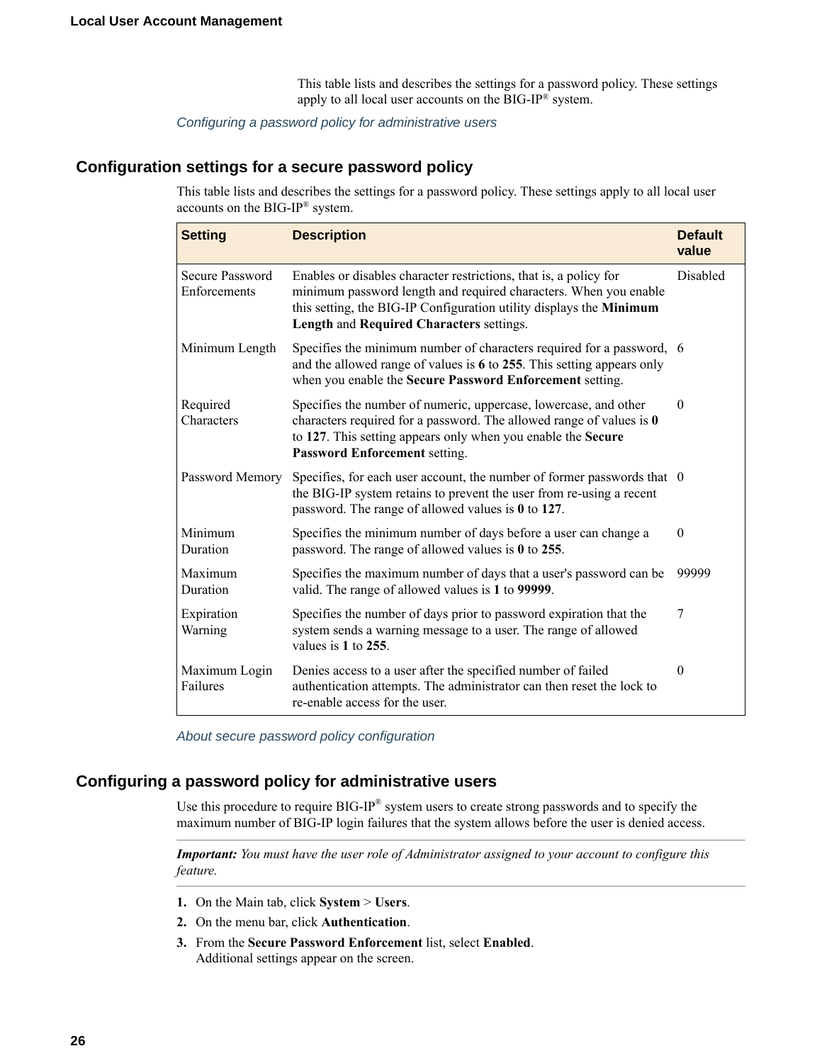This table lists and describes the settings for a password policy. These settings apply to all local user accounts on the BIG-IP® system.

*Configuring a password policy for administrative users*

## Configuration settings for a secure password policy

This table lists and describes the settings for a password policy. These settings apply to all local user accounts on the BIG-IP® system.

| Setting | Description | Default value |
|---|---|---|
| Secure Password Enforcements | Enables or disables character restrictions, that is, a policy for minimum password length and required characters. When you enable this setting, the BIG-IP Configuration utility displays the **Minimum Length** and **Required Characters** settings. | Disabled |
| Minimum Length | Specifies the minimum number of characters required for a password, and the allowed range of values is **6** to **255**. This setting appears only when you enable the **Secure Password Enforcement** setting. | 6 |
| Required Characters | Specifies the number of numeric, uppercase, lowercase, and other characters required for a password. The allowed range of values is **0** to **127**. This setting appears only when you enable the **Secure Password Enforcement** setting. | 0 |
| Password Memory | Specifies, for each user account, the number of former passwords that the BIG-IP system retains to prevent the user from re-using a recent password. The range of allowed values is **0** to **127**. | 0 |
| Minimum Duration | Specifies the minimum number of days before a user can change a password. The range of allowed values is **0** to **255**. | 0 |
| Maximum Duration | Specifies the maximum number of days that a user's password can be valid. The range of allowed values is **1** to **99999**. | 99999 |
| Expiration Warning | Specifies the number of days prior to password expiration that the system sends a warning message to a user. The range of allowed values is **1** to **255**. | 7 |
| Maximum Login Failures | Denies access to a user after the specified number of failed authentication attempts. The administrator can then reset the lock to re-enable access for the user. | 0 |

*About secure password policy configuration*

## Configuring a password policy for administrative users

Use this procedure to require BIG-IP® system users to create strong passwords and to specify the maximum number of BIG-IP login failures that the system allows before the user is denied access.

***Important:*** *You must have the user role of Administrator assigned to your account to configure this feature.*

1. On the Main tab, click **System** > **Users**.
2. On the menu bar, click **Authentication**.
3. From the **Secure Password Enforcement** list, select **Enabled**.
   Additional settings appear on the screen.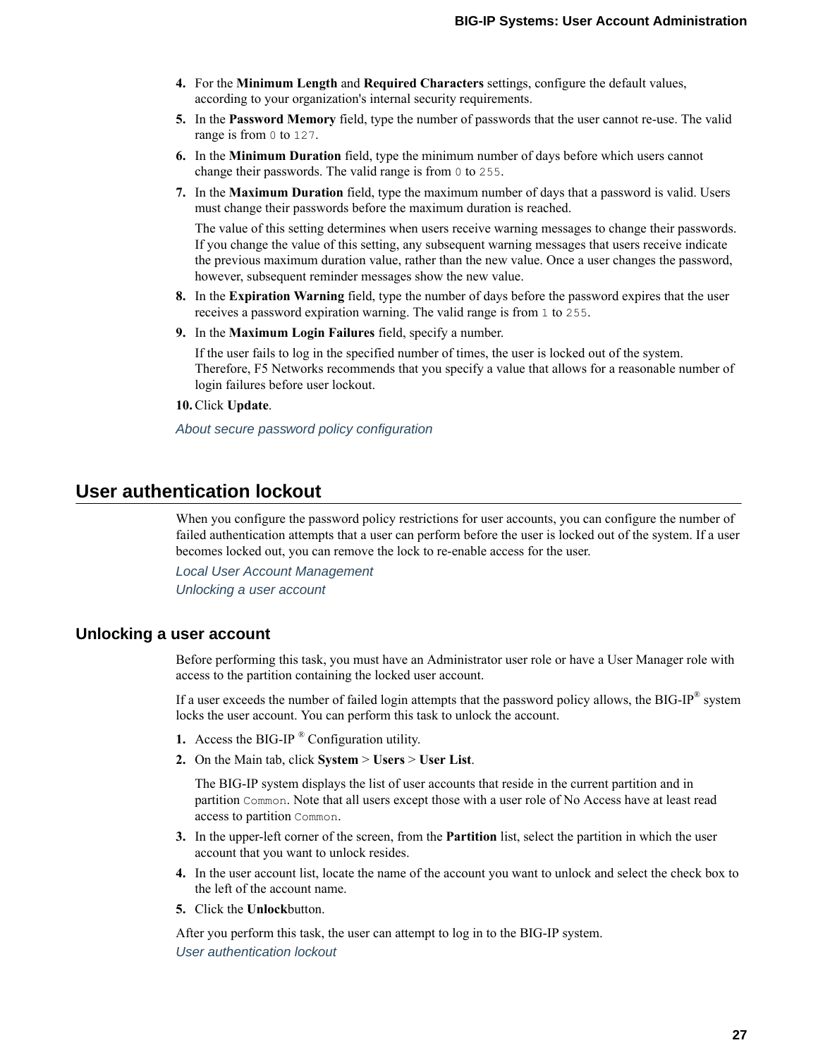4. For the **Minimum Length** and **Required Characters** settings, configure the default values, according to your organization's internal security requirements.
5. In the **Password Memory** field, type the number of passwords that the user cannot re-use. The valid range is from `0` to `127`.
6. In the **Minimum Duration** field, type the minimum number of days before which users cannot change their passwords. The valid range is from `0` to `255`.
7. In the **Maximum Duration** field, type the maximum number of days that a password is valid. Users must change their passwords before the maximum duration is reached.

   The value of this setting determines when users receive warning messages to change their passwords. If you change the value of this setting, any subsequent warning messages that users receive indicate the previous maximum duration value, rather than the new value. Once a user changes the password, however, subsequent reminder messages show the new value.
8. In the **Expiration Warning** field, type the number of days before the password expires that the user receives a password expiration warning. The valid range is from `1` to `255`.
9. In the **Maximum Login Failures** field, specify a number.

   If the user fails to log in the specified number of times, the user is locked out of the system. Therefore, F5 Networks recommends that you specify a value that allows for a reasonable number of login failures before user lockout.
10. Click **Update**.

*About secure password policy configuration*

## User authentication lockout

When you configure the password policy restrictions for user accounts, you can configure the number of failed authentication attempts that a user can perform before the user is locked out of the system. If a user becomes locked out, you can remove the lock to re-enable access for the user.

*Local User Account Management*
*Unlocking a user account*

### Unlocking a user account

Before performing this task, you must have an Administrator user role or have a User Manager role with access to the partition containing the locked user account.

If a user exceeds the number of failed login attempts that the password policy allows, the BIG-IP® system locks the user account. You can perform this task to unlock the account.

1. Access the BIG-IP ® Configuration utility.
2. On the Main tab, click **System** > **Users** > **User List**.

   The BIG-IP system displays the list of user accounts that reside in the current partition and in partition `Common`. Note that all users except those with a user role of No Access have at least read access to partition `Common`.
3. In the upper-left corner of the screen, from the **Partition** list, select the partition in which the user account that you want to unlock resides.
4. In the user account list, locate the name of the account you want to unlock and select the check box to the left of the account name.
5. Click the **Unlock**button.

After you perform this task, the user can attempt to log in to the BIG-IP system.

*User authentication lockout*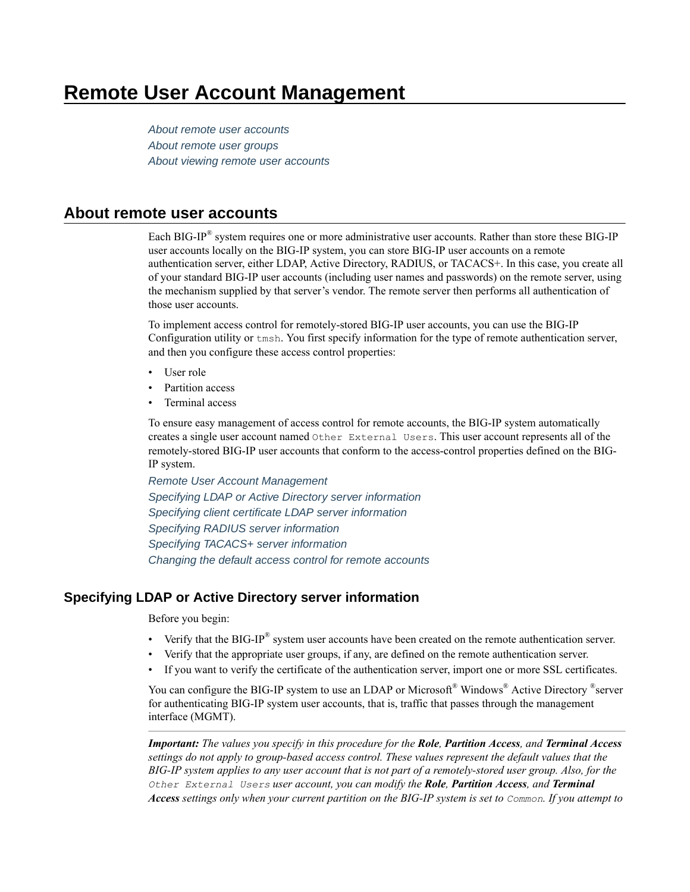# Remote User Account Management

*About remote user accounts*
*About remote user groups*
*About viewing remote user accounts*

## About remote user accounts

Each BIG-IP® system requires one or more administrative user accounts. Rather than store these BIG-IP user accounts locally on the BIG-IP system, you can store BIG-IP user accounts on a remote authentication server, either LDAP, Active Directory, RADIUS, or TACACS+. In this case, you create all of your standard BIG-IP user accounts (including user names and passwords) on the remote server, using the mechanism supplied by that server's vendor. The remote server then performs all authentication of those user accounts.

To implement access control for remotely-stored BIG-IP user accounts, you can use the BIG-IP Configuration utility or `tmsh`. You first specify information for the type of remote authentication server, and then you configure these access control properties:

- User role
- Partition access
- Terminal access

To ensure easy management of access control for remote accounts, the BIG-IP system automatically creates a single user account named `Other External Users`. This user account represents all of the remotely-stored BIG-IP user accounts that conform to the access-control properties defined on the BIG-IP system.

*Remote User Account Management*
*Specifying LDAP or Active Directory server information*
*Specifying client certificate LDAP server information*
*Specifying RADIUS server information*
*Specifying TACACS+ server information*
*Changing the default access control for remote accounts*

### Specifying LDAP or Active Directory server information

Before you begin:

- Verify that the BIG-IP® system user accounts have been created on the remote authentication server.
- Verify that the appropriate user groups, if any, are defined on the remote authentication server.
- If you want to verify the certificate of the authentication server, import one or more SSL certificates.

You can configure the BIG-IP system to use an LDAP or Microsoft® Windows® Active Directory ®server for authenticating BIG-IP system user accounts, that is, traffic that passes through the management interface (MGMT).

---

***Important:*** *The values you specify in this procedure for the* ***Role***, ***Partition Access***, *and* ***Terminal Access*** *settings do not apply to group-based access control. These values represent the default values that the BIG-IP system applies to any user account that is not part of a remotely-stored user group. Also, for the* `Other External Users` *user account, you can modify the* ***Role***, ***Partition Access***, *and* ***Terminal Access*** *settings only when your current partition on the BIG-IP system is set to* `Common`. *If you attempt to*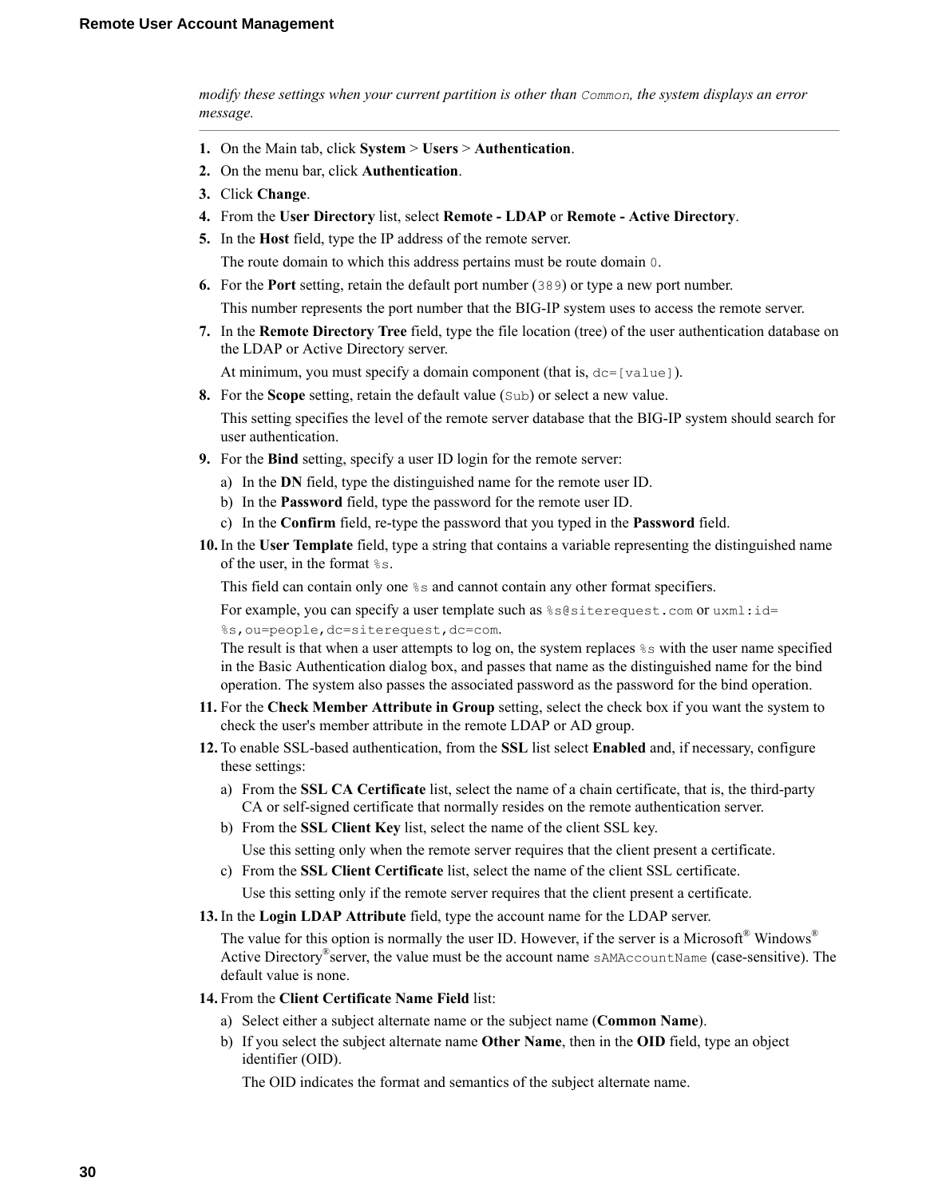*modify these settings when your current partition is other than `Common`, the system displays an error message.*

---

1. On the Main tab, click **System** > **Users** > **Authentication**.
2. On the menu bar, click **Authentication**.
3. Click **Change**.
4. From the **User Directory** list, select **Remote - LDAP** or **Remote - Active Directory**.
5. In the **Host** field, type the IP address of the remote server.

   The route domain to which this address pertains must be route domain `0`.
6. For the **Port** setting, retain the default port number (`389`) or type a new port number.

   This number represents the port number that the BIG-IP system uses to access the remote server.
7. In the **Remote Directory Tree** field, type the file location (tree) of the user authentication database on the LDAP or Active Directory server.

   At minimum, you must specify a domain component (that is, `dc=[value]`).
8. For the **Scope** setting, retain the default value (`Sub`) or select a new value.

   This setting specifies the level of the remote server database that the BIG-IP system should search for user authentication.
9. For the **Bind** setting, specify a user ID login for the remote server:
   a) In the **DN** field, type the distinguished name for the remote user ID.
   b) In the **Password** field, type the password for the remote user ID.
   c) In the **Confirm** field, re-type the password that you typed in the **Password** field.
10. In the **User Template** field, type a string that contains a variable representing the distinguished name of the user, in the format `%s`.

    This field can contain only one `%s` and cannot contain any other format specifiers.

    For example, you can specify a user template such as `%s@siterequest.com` or `uxml:id=%s,ou=people,dc=siterequest,dc=com`.
    The result is that when a user attempts to log on, the system replaces `%s` with the user name specified in the Basic Authentication dialog box, and passes that name as the distinguished name for the bind operation. The system also passes the associated password as the password for the bind operation.
11. For the **Check Member Attribute in Group** setting, select the check box if you want the system to check the user's member attribute in the remote LDAP or AD group.
12. To enable SSL-based authentication, from the **SSL** list select **Enabled** and, if necessary, configure these settings:
    a) From the **SSL CA Certificate** list, select the name of a chain certificate, that is, the third-party CA or self-signed certificate that normally resides on the remote authentication server.
    b) From the **SSL Client Key** list, select the name of the client SSL key.

       Use this setting only when the remote server requires that the client present a certificate.
    c) From the **SSL Client Certificate** list, select the name of the client SSL certificate.

       Use this setting only if the remote server requires that the client present a certificate.
13. In the **Login LDAP Attribute** field, type the account name for the LDAP server.

    The value for this option is normally the user ID. However, if the server is a Microsoft® Windows® Active Directory® server, the value must be the account name `sAMAccountName` (case-sensitive). The default value is none.
14. From the **Client Certificate Name Field** list:
    a) Select either a subject alternate name or the subject name (**Common Name**).
    b) If you select the subject alternate name **Other Name**, then in the **OID** field, type an object identifier (OID).

       The OID indicates the format and semantics of the subject alternate name.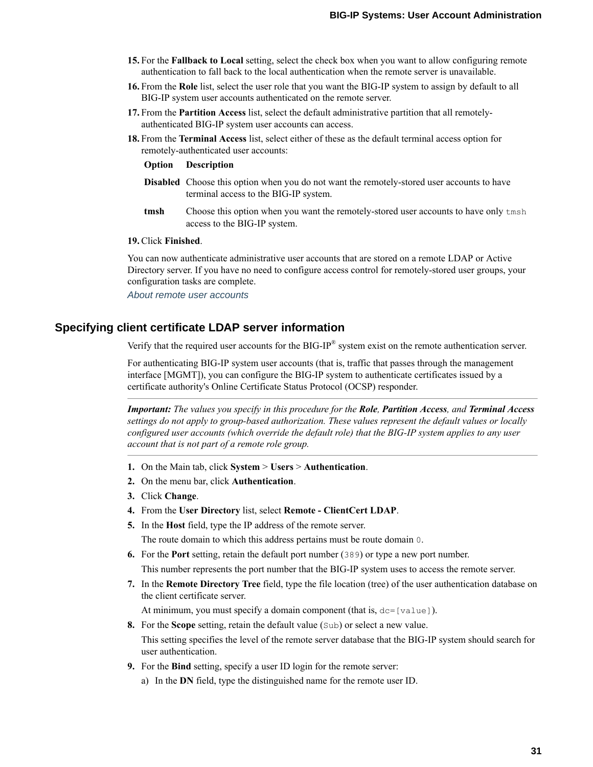15. For the **Fallback to Local** setting, select the check box when you want to allow configuring remote authentication to fall back to the local authentication when the remote server is unavailable.
16. From the **Role** list, select the user role that you want the BIG-IP system to assign by default to all BIG-IP system user accounts authenticated on the remote server.
17. From the **Partition Access** list, select the default administrative partition that all remotely-authenticated BIG-IP system user accounts can access.
18. From the **Terminal Access** list, select either of these as the default terminal access option for remotely-authenticated user accounts:

| Option | Description |
| --- | --- |
| **Disabled** | Choose this option when you do not want the remotely-stored user accounts to have terminal access to the BIG-IP system. |
| **tmsh** | Choose this option when you want the remotely-stored user accounts to have only `tmsh` access to the BIG-IP system. |

19. Click **Finished**.

You can now authenticate administrative user accounts that are stored on a remote LDAP or Active Directory server. If you have no need to configure access control for remotely-stored user groups, your configuration tasks are complete.

*About remote user accounts*

## Specifying client certificate LDAP server information

Verify that the required user accounts for the BIG-IP® system exist on the remote authentication server.

For authenticating BIG-IP system user accounts (that is, traffic that passes through the management interface [MGMT]), you can configure the BIG-IP system to authenticate certificates issued by a certificate authority's Online Certificate Status Protocol (OCSP) responder.

---

***Important:*** *The values you specify in this procedure for the* ***Role****,* ***Partition Access****, and* ***Terminal Access*** *settings do not apply to group-based authorization. These values represent the default values or locally configured user accounts (which override the default role) that the BIG-IP system applies to any user account that is not part of a remote role group.*

---

1. On the Main tab, click **System** > **Users** > **Authentication**.
2. On the menu bar, click **Authentication**.
3. Click **Change**.
4. From the **User Directory** list, select **Remote - ClientCert LDAP**.
5. In the **Host** field, type the IP address of the remote server.

   The route domain to which this address pertains must be route domain `0`.
6. For the **Port** setting, retain the default port number (`389`) or type a new port number.

   This number represents the port number that the BIG-IP system uses to access the remote server.
7. In the **Remote Directory Tree** field, type the file location (tree) of the user authentication database on the client certificate server.

   At minimum, you must specify a domain component (that is, `dc=[value]`).
8. For the **Scope** setting, retain the default value (`Sub`) or select a new value.

   This setting specifies the level of the remote server database that the BIG-IP system should search for user authentication.
9. For the **Bind** setting, specify a user ID login for the remote server:

   a) In the **DN** field, type the distinguished name for the remote user ID.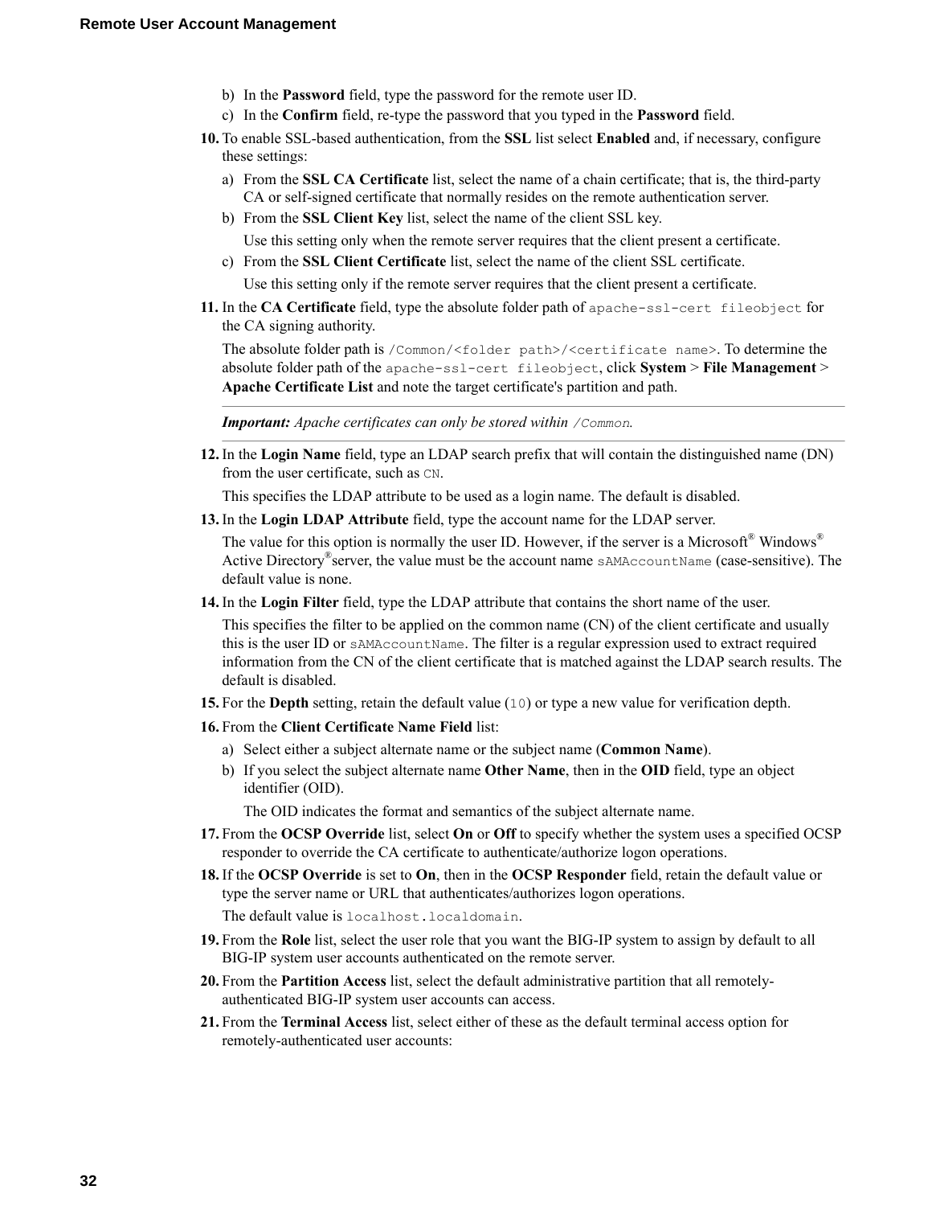b) In the **Password** field, type the password for the remote user ID.
   c) In the **Confirm** field, re-type the password that you typed in the **Password** field.

10. To enable SSL-based authentication, from the **SSL** list select **Enabled** and, if necessary, configure these settings:
    a) From the **SSL CA Certificate** list, select the name of a chain certificate; that is, the third-party CA or self-signed certificate that normally resides on the remote authentication server.
    b) From the **SSL Client Key** list, select the name of the client SSL key.

       Use this setting only when the remote server requires that the client present a certificate.
    c) From the **SSL Client Certificate** list, select the name of the client SSL certificate.

       Use this setting only if the remote server requires that the client present a certificate.

11. In the **CA Certificate** field, type the absolute folder path of `apache-ssl-cert fileobject` for the CA signing authority.

    The absolute folder path is `/Common/<folder path>/<certificate name>`. To determine the absolute folder path of the `apache-ssl-cert fileobject`, click **System** > **File Management** > **Apache Certificate List** and note the target certificate's partition and path.

    ---

    ***Important:*** *Apache certificates can only be stored within* `/Common`*.*

    ---

12. In the **Login Name** field, type an LDAP search prefix that will contain the distinguished name (DN) from the user certificate, such as `CN`.

    This specifies the LDAP attribute to be used as a login name. The default is disabled.

13. In the **Login LDAP Attribute** field, type the account name for the LDAP server.

    The value for this option is normally the user ID. However, if the server is a Microsoft® Windows® Active Directory® server, the value must be the account name `sAMAccountName` (case-sensitive). The default value is none.

14. In the **Login Filter** field, type the LDAP attribute that contains the short name of the user.

    This specifies the filter to be applied on the common name (CN) of the client certificate and usually this is the user ID or `sAMAccountName`. The filter is a regular expression used to extract required information from the CN of the client certificate that is matched against the LDAP search results. The default is disabled.

15. For the **Depth** setting, retain the default value (`10`) or type a new value for verification depth.

16. From the **Client Certificate Name Field** list:
    a) Select either a subject alternate name or the subject name (**Common Name**).
    b) If you select the subject alternate name **Other Name**, then in the **OID** field, type an object identifier (OID).

       The OID indicates the format and semantics of the subject alternate name.

17. From the **OCSP Override** list, select **On** or **Off** to specify whether the system uses a specified OCSP responder to override the CA certificate to authenticate/authorize logon operations.

18. If the **OCSP Override** is set to **On**, then in the **OCSP Responder** field, retain the default value or type the server name or URL that authenticates/authorizes logon operations.

    The default value is `localhost.localdomain`.

19. From the **Role** list, select the user role that you want the BIG-IP system to assign by default to all BIG-IP system user accounts authenticated on the remote server.

20. From the **Partition Access** list, select the default administrative partition that all remotely-authenticated BIG-IP system user accounts can access.

21. From the **Terminal Access** list, select either of these as the default terminal access option for remotely-authenticated user accounts: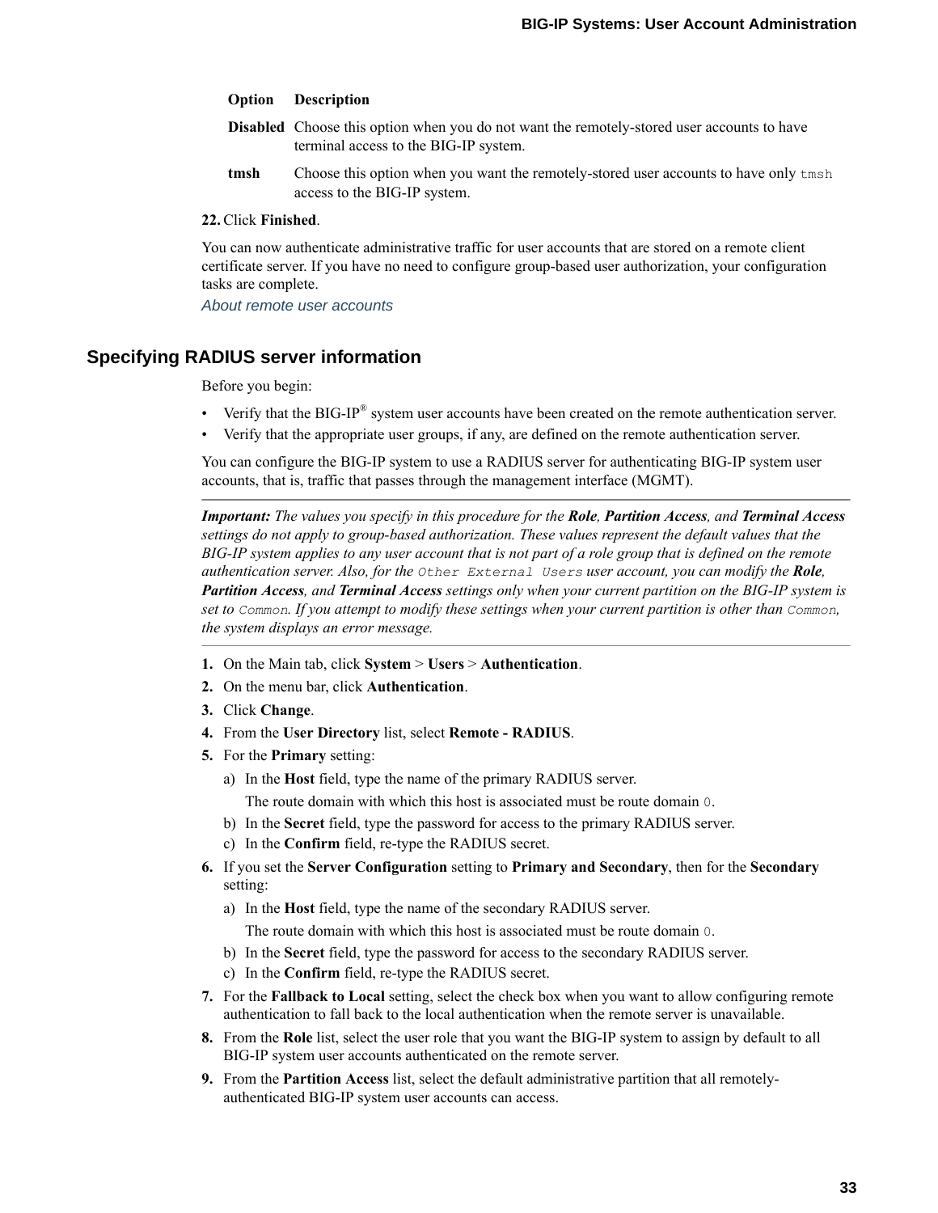| Option | Description |
|---|---|
| **Disabled** | Choose this option when you do not want the remotely-stored user accounts to have terminal access to the BIG-IP system. |
| **tmsh** | Choose this option when you want the remotely-stored user accounts to have only `tmsh` access to the BIG-IP system. |

22. Click **Finished**.

You can now authenticate administrative traffic for user accounts that are stored on a remote client certificate server. If you have no need to configure group-based user authorization, your configuration tasks are complete.

*About remote user accounts*

## Specifying RADIUS server information

Before you begin:

- Verify that the BIG-IP® system user accounts have been created on the remote authentication server.
- Verify that the appropriate user groups, if any, are defined on the remote authentication server.

You can configure the BIG-IP system to use a RADIUS server for authenticating BIG-IP system user accounts, that is, traffic that passes through the management interface (MGMT).

---

***Important:*** *The values you specify in this procedure for the* ***Role****,* ***Partition Access****, and* ***Terminal Access*** *settings do not apply to group-based authorization. These values represent the default values that the BIG-IP system applies to any user account that is not part of a role group that is defined on the remote authentication server. Also, for the* `Other External Users` *user account, you can modify the* ***Role****,* ***Partition Access****, and* ***Terminal Access*** *settings only when your current partition on the BIG-IP system is set to* `Common`*. If you attempt to modify these settings when your current partition is other than* `Common`*, the system displays an error message.*

---

1. On the Main tab, click **System** > **Users** > **Authentication**.
2. On the menu bar, click **Authentication**.
3. Click **Change**.
4. From the **User Directory** list, select **Remote - RADIUS**.
5. For the **Primary** setting:
   a) In the **Host** field, type the name of the primary RADIUS server.
      The route domain with which this host is associated must be route domain `0`.
   b) In the **Secret** field, type the password for access to the primary RADIUS server.
   c) In the **Confirm** field, re-type the RADIUS secret.
6. If you set the **Server Configuration** setting to **Primary and Secondary**, then for the **Secondary** setting:
   a) In the **Host** field, type the name of the secondary RADIUS server.
      The route domain with which this host is associated must be route domain `0`.
   b) In the **Secret** field, type the password for access to the secondary RADIUS server.
   c) In the **Confirm** field, re-type the RADIUS secret.
7. For the **Fallback to Local** setting, select the check box when you want to allow configuring remote authentication to fall back to the local authentication when the remote server is unavailable.
8. From the **Role** list, select the user role that you want the BIG-IP system to assign by default to all BIG-IP system user accounts authenticated on the remote server.
9. From the **Partition Access** list, select the default administrative partition that all remotely-authenticated BIG-IP system user accounts can access.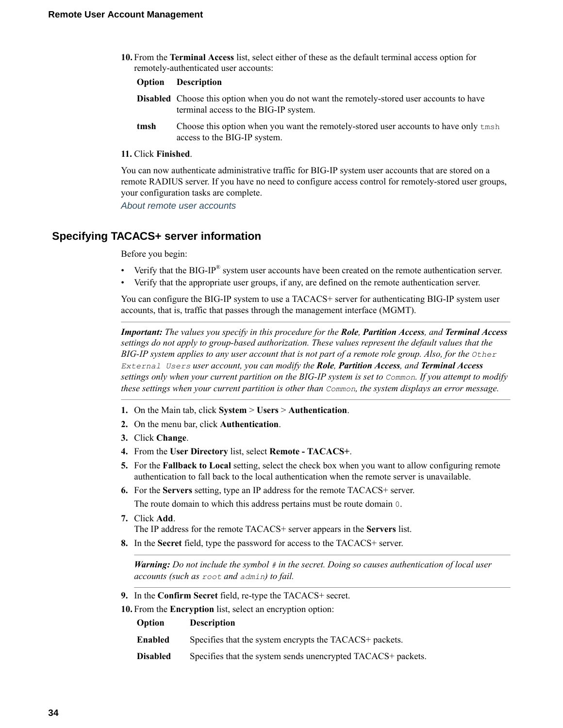10. From the **Terminal Access** list, select either of these as the default terminal access option for remotely-authenticated user accounts:

| Option | Description |
| --- | --- |
| **Disabled** | Choose this option when you do not want the remotely-stored user accounts to have terminal access to the BIG-IP system. |
| **tmsh** | Choose this option when you want the remotely-stored user accounts to have only `tmsh` access to the BIG-IP system. |

11. Click **Finished**.

You can now authenticate administrative traffic for BIG-IP system user accounts that are stored on a remote RADIUS server. If you have no need to configure access control for remotely-stored user groups, your configuration tasks are complete.

*About remote user accounts*

## Specifying TACACS+ server information

Before you begin:

- Verify that the BIG-IP® system user accounts have been created on the remote authentication server.
- Verify that the appropriate user groups, if any, are defined on the remote authentication server.

You can configure the BIG-IP system to use a TACACS+ server for authenticating BIG-IP system user accounts, that is, traffic that passes through the management interface (MGMT).

***Important:*** *The values you specify in this procedure for the* ***Role****,* ***Partition Access****, and* ***Terminal Access*** *settings do not apply to group-based authorization. These values represent the default values that the BIG-IP system applies to any user account that is not part of a remote role group. Also, for the* `Other External Users` *user account, you can modify the* ***Role****,* ***Partition Access****, and* ***Terminal Access*** *settings only when your current partition on the BIG-IP system is set to* `Common`*. If you attempt to modify these settings when your current partition is other than* `Common`*, the system displays an error message.*

1. On the Main tab, click **System** > **Users** > **Authentication**.
2. On the menu bar, click **Authentication**.
3. Click **Change**.
4. From the **User Directory** list, select **Remote - TACACS+**.
5. For the **Fallback to Local** setting, select the check box when you want to allow configuring remote authentication to fall back to the local authentication when the remote server is unavailable.
6. For the **Servers** setting, type an IP address for the remote TACACS+ server.

   The route domain to which this address pertains must be route domain `0`.
7. Click **Add**.
   The IP address for the remote TACACS+ server appears in the **Servers** list.
8. In the **Secret** field, type the password for access to the TACACS+ server.

   ***Warning:*** *Do not include the symbol* `#` *in the secret. Doing so causes authentication of local user accounts (such as* `root` *and* `admin`*) to fail.*
9. In the **Confirm Secret** field, re-type the TACACS+ secret.
10. From the **Encryption** list, select an encryption option:

| Option | Description |
| --- | --- |
| **Enabled** | Specifies that the system encrypts the TACACS+ packets. |
| **Disabled** | Specifies that the system sends unencrypted TACACS+ packets. |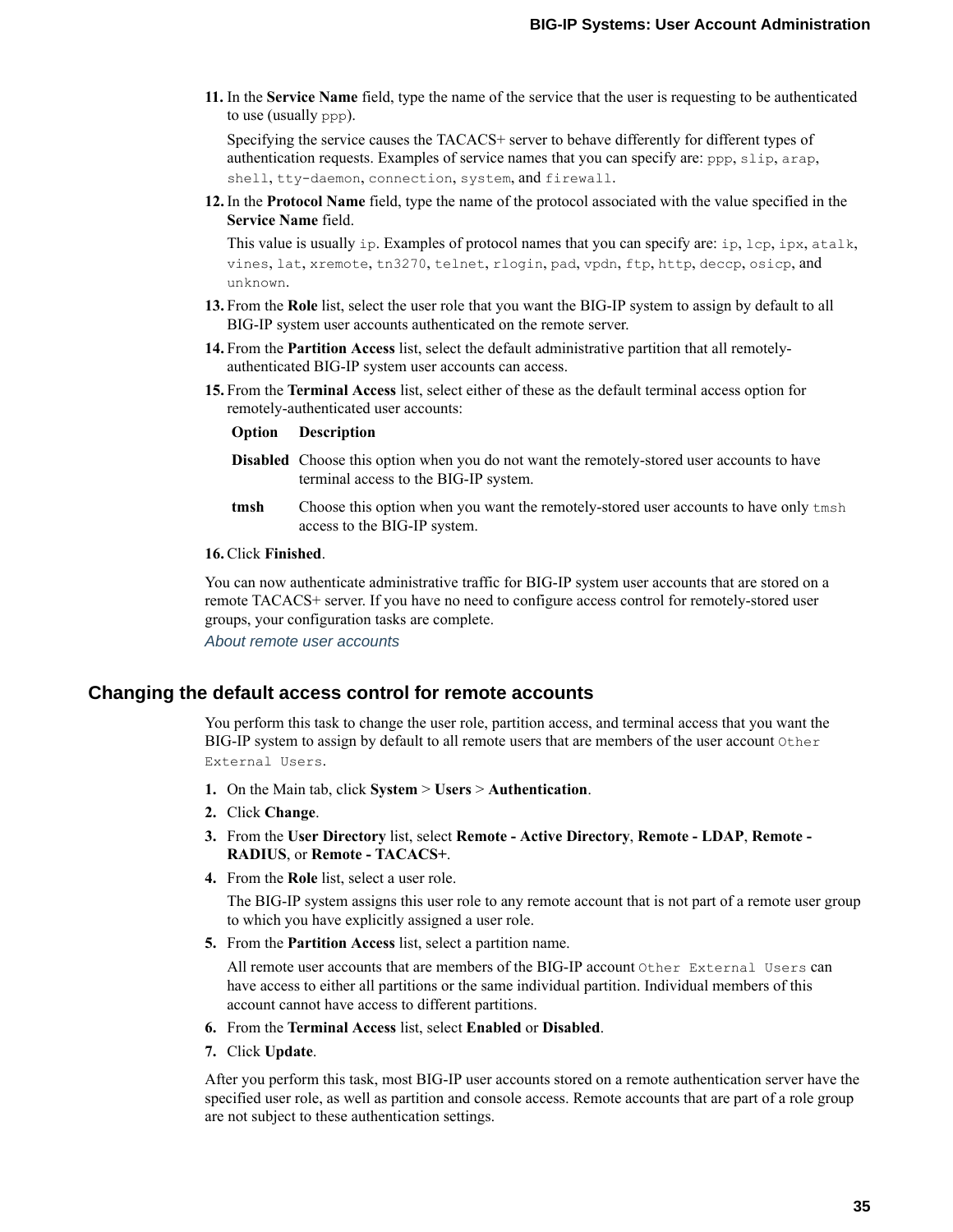11. In the **Service Name** field, type the name of the service that the user is requesting to be authenticated to use (usually `ppp`).

    Specifying the service causes the TACACS+ server to behave differently for different types of authentication requests. Examples of service names that you can specify are: `ppp`, `slip`, `arap`, `shell`, `tty-daemon`, `connection`, `system`, and `firewall`.

12. In the **Protocol Name** field, type the name of the protocol associated with the value specified in the **Service Name** field.

    This value is usually `ip`. Examples of protocol names that you can specify are: `ip`, `lcp`, `ipx`, `atalk`, `vines`, `lat`, `xremote`, `tn3270`, `telnet`, `rlogin`, `pad`, `vpdn`, `ftp`, `http`, `deccp`, `osicp`, and `unknown`.

13. From the **Role** list, select the user role that you want the BIG-IP system to assign by default to all BIG-IP system user accounts authenticated on the remote server.
14. From the **Partition Access** list, select the default administrative partition that all remotely-authenticated BIG-IP system user accounts can access.
15. From the **Terminal Access** list, select either of these as the default terminal access option for remotely-authenticated user accounts:

| Option | Description |
| --- | --- |
| **Disabled** | Choose this option when you do not want the remotely-stored user accounts to have terminal access to the BIG-IP system. |
| **tmsh** | Choose this option when you want the remotely-stored user accounts to have only `tmsh` access to the BIG-IP system. |

16. Click **Finished**.

You can now authenticate administrative traffic for BIG-IP system user accounts that are stored on a remote TACACS+ server. If you have no need to configure access control for remotely-stored user groups, your configuration tasks are complete.

*About remote user accounts*

## Changing the default access control for remote accounts

You perform this task to change the user role, partition access, and terminal access that you want the BIG-IP system to assign by default to all remote users that are members of the user account `Other External Users`.

1. On the Main tab, click **System** > **Users** > **Authentication**.
2. Click **Change**.
3. From the **User Directory** list, select **Remote - Active Directory**, **Remote - LDAP**, **Remote - RADIUS**, or **Remote - TACACS+**.
4. From the **Role** list, select a user role.

   The BIG-IP system assigns this user role to any remote account that is not part of a remote user group to which you have explicitly assigned a user role.

5. From the **Partition Access** list, select a partition name.

   All remote user accounts that are members of the BIG-IP account `Other External Users` can have access to either all partitions or the same individual partition. Individual members of this account cannot have access to different partitions.

6. From the **Terminal Access** list, select **Enabled** or **Disabled**.
7. Click **Update**.

After you perform this task, most BIG-IP user accounts stored on a remote authentication server have the specified user role, as well as partition and console access. Remote accounts that are part of a role group are not subject to these authentication settings.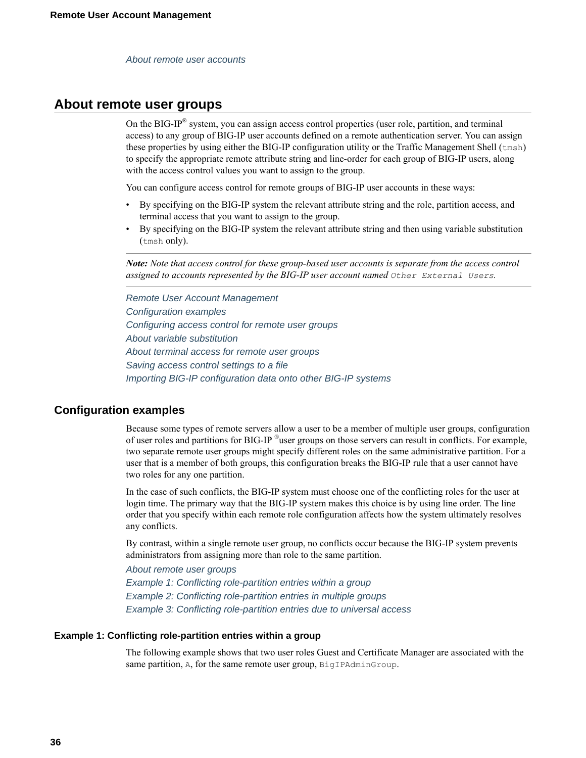*About remote user accounts*

## About remote user groups

On the BIG-IP® system, you can assign access control properties (user role, partition, and terminal access) to any group of BIG-IP user accounts defined on a remote authentication server. You can assign these properties by using either the BIG-IP configuration utility or the Traffic Management Shell (`tmsh`) to specify the appropriate remote attribute string and line-order for each group of BIG-IP users, along with the access control values you want to assign to the group.

You can configure access control for remote groups of BIG-IP user accounts in these ways:

- By specifying on the BIG-IP system the relevant attribute string and the role, partition access, and terminal access that you want to assign to the group.
- By specifying on the BIG-IP system the relevant attribute string and then using variable substitution (`tmsh` only).

---

***Note:*** *Note that access control for these group-based user accounts is separate from the access control assigned to accounts represented by the BIG-IP user account named* `Other External Users`*.*

---

*Remote User Account Management*
*Configuration examples*
*Configuring access control for remote user groups*
*About variable substitution*
*About terminal access for remote user groups*
*Saving access control settings to a file*
*Importing BIG-IP configuration data onto other BIG-IP systems*

### Configuration examples

Because some types of remote servers allow a user to be a member of multiple user groups, configuration of user roles and partitions for BIG-IP ®user groups on those servers can result in conflicts. For example, two separate remote user groups might specify different roles on the same administrative partition. For a user that is a member of both groups, this configuration breaks the BIG-IP rule that a user cannot have two roles for any one partition.

In the case of such conflicts, the BIG-IP system must choose one of the conflicting roles for the user at login time. The primary way that the BIG-IP system makes this choice is by using line order. The line order that you specify within each remote role configuration affects how the system ultimately resolves any conflicts.

By contrast, within a single remote user group, no conflicts occur because the BIG-IP system prevents administrators from assigning more than role to the same partition.

*About remote user groups*
*Example 1: Conflicting role-partition entries within a group*
*Example 2: Conflicting role-partition entries in multiple groups*
*Example 3: Conflicting role-partition entries due to universal access*

#### Example 1: Conflicting role-partition entries within a group

The following example shows that two user roles Guest and Certificate Manager are associated with the same partition, `A`, for the same remote user group, `BigIPAdminGroup`.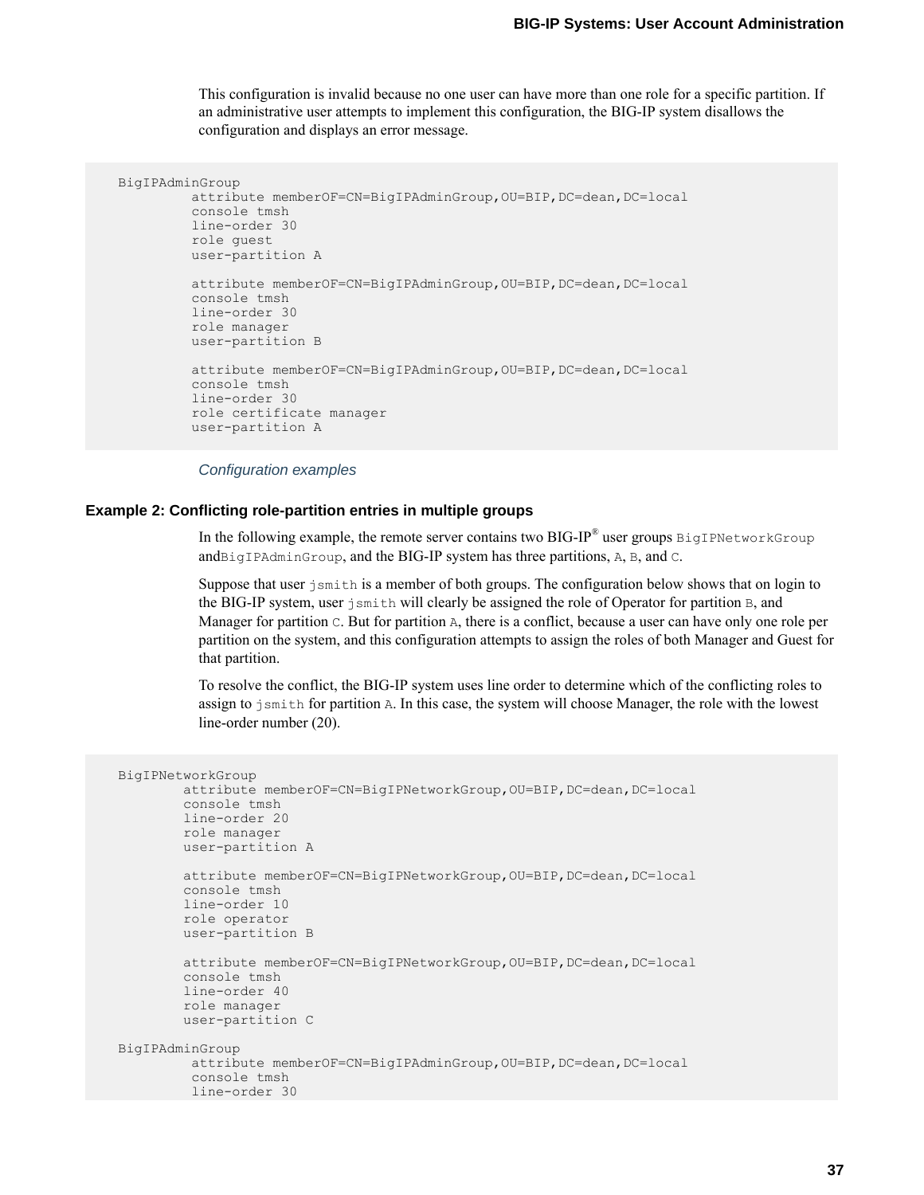This configuration is invalid because no one user can have more than one role for a specific partition. If an administrative user attempts to implement this configuration, the BIG-IP system disallows the configuration and displays an error message.

```
BigIPAdminGroup
         attribute memberOF=CN=BigIPAdminGroup,OU=BIP,DC=dean,DC=local
         console tmsh
         line-order 30
         role guest
         user-partition A

         attribute memberOF=CN=BigIPAdminGroup,OU=BIP,DC=dean,DC=local
         console tmsh
         line-order 30
         role manager
         user-partition B

         attribute memberOF=CN=BigIPAdminGroup,OU=BIP,DC=dean,DC=local
         console tmsh
         line-order 30
         role certificate manager
         user-partition A
```

*Configuration examples*

#### Example 2: Conflicting role-partition entries in multiple groups

In the following example, the remote server contains two BIG-IP® user groups `BigIPNetworkGroup` and`BigIPAdminGroup`, and the BIG-IP system has three partitions, `A`, `B`, and `C`.

Suppose that user `jsmith` is a member of both groups. The configuration below shows that on login to the BIG-IP system, user `jsmith` will clearly be assigned the role of Operator for partition `B`, and Manager for partition `C`. But for partition `A`, there is a conflict, because a user can have only one role per partition on the system, and this configuration attempts to assign the roles of both Manager and Guest for that partition.

To resolve the conflict, the BIG-IP system uses line order to determine which of the conflicting roles to assign to `jsmith` for partition `A`. In this case, the system will choose Manager, the role with the lowest line-order number (20).

```
BigIPNetworkGroup
        attribute memberOF=CN=BigIPNetworkGroup,OU=BIP,DC=dean,DC=local
        console tmsh
        line-order 20
        role manager
        user-partition A

        attribute memberOF=CN=BigIPNetworkGroup,OU=BIP,DC=dean,DC=local
        console tmsh
        line-order 10
        role operator
        user-partition B

        attribute memberOF=CN=BigIPNetworkGroup,OU=BIP,DC=dean,DC=local
        console tmsh
        line-order 40
        role manager
        user-partition C

BigIPAdminGroup
         attribute memberOF=CN=BigIPAdminGroup,OU=BIP,DC=dean,DC=local
         console tmsh
         line-order 30
```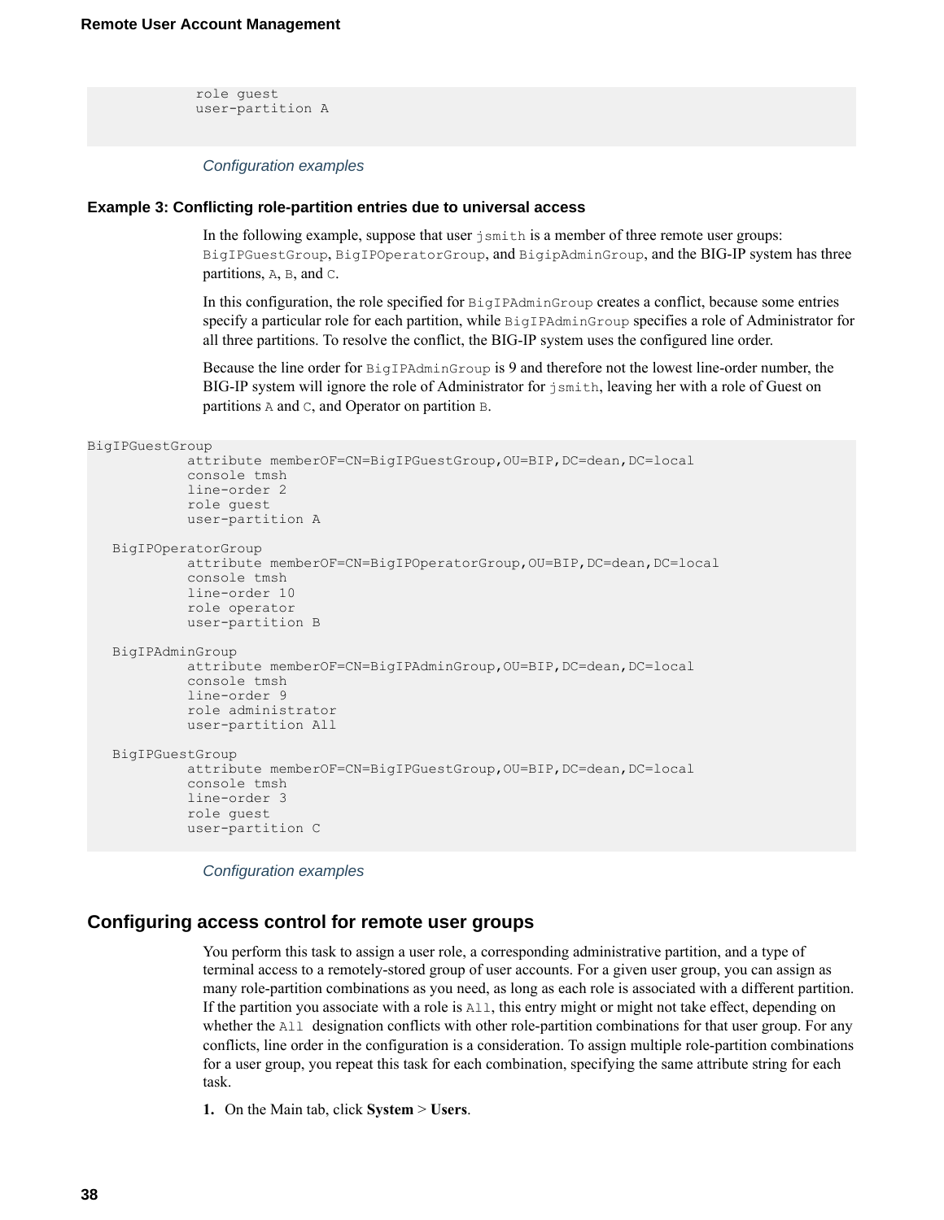```
            role guest
            user-partition A
```

*Configuration examples*

### Example 3: Conflicting role-partition entries due to universal access

In the following example, suppose that user `jsmith` is a member of three remote user groups: `BigIPGuestGroup`, `BigIPOperatorGroup`, and `BigipAdminGroup`, and the BIG-IP system has three partitions, `A`, `B`, and `C`.

In this configuration, the role specified for `BigIPAdminGroup` creates a conflict, because some entries specify a particular role for each partition, while `BigIPAdminGroup` specifies a role of Administrator for all three partitions. To resolve the conflict, the BIG-IP system uses the configured line order.

Because the line order for `BigIPAdminGroup` is 9 and therefore not the lowest line-order number, the BIG-IP system will ignore the role of Administrator for `jsmith`, leaving her with a role of Guest on partitions `A` and `C`, and Operator on partition `B`.

```
BigIPGuestGroup
            attribute memberOF=CN=BigIPGuestGroup,OU=BIP,DC=dean,DC=local
            console tmsh
            line-order 2
            role guest
            user-partition A

   BigIPOperatorGroup
            attribute memberOF=CN=BigIPOperatorGroup,OU=BIP,DC=dean,DC=local
            console tmsh
            line-order 10
            role operator
            user-partition B

   BigIPAdminGroup
            attribute memberOF=CN=BigIPAdminGroup,OU=BIP,DC=dean,DC=local
            console tmsh
            line-order 9
            role administrator
            user-partition All

   BigIPGuestGroup
            attribute memberOF=CN=BigIPGuestGroup,OU=BIP,DC=dean,DC=local
            console tmsh
            line-order 3
            role guest
            user-partition C
```

*Configuration examples*

## Configuring access control for remote user groups

You perform this task to assign a user role, a corresponding administrative partition, and a type of terminal access to a remotely-stored group of user accounts. For a given user group, you can assign as many role-partition combinations as you need, as long as each role is associated with a different partition. If the partition you associate with a role is `All`, this entry might or might not take effect, depending on whether the `All` designation conflicts with other role-partition combinations for that user group. For any conflicts, line order in the configuration is a consideration. To assign multiple role-partition combinations for a user group, you repeat this task for each combination, specifying the same attribute string for each task.

1. On the Main tab, click **System** > **Users**.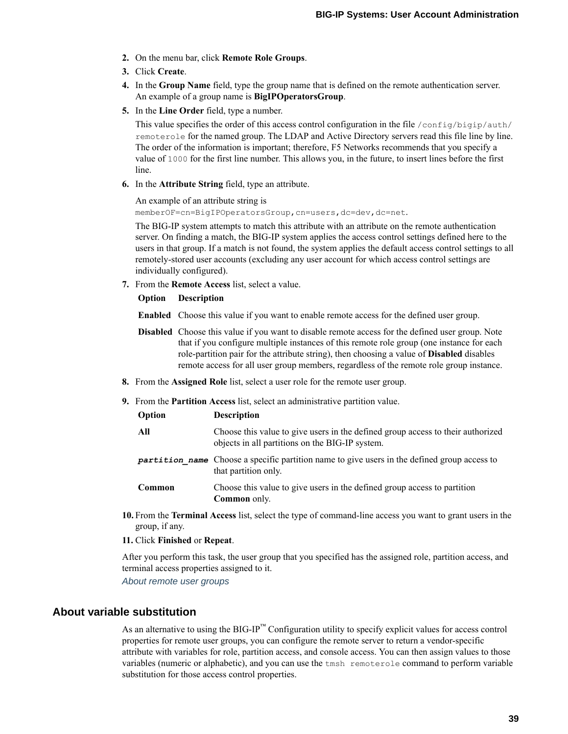2. On the menu bar, click **Remote Role Groups**.
3. Click **Create**.
4. In the **Group Name** field, type the group name that is defined on the remote authentication server. An example of a group name is **BigIPOperatorsGroup**.
5. In the **Line Order** field, type a number.

   This value specifies the order of this access control configuration in the file `/config/bigip/auth/remoterole` for the named group. The LDAP and Active Directory servers read this file line by line. The order of the information is important; therefore, F5 Networks recommends that you specify a value of `1000` for the first line number. This allows you, in the future, to insert lines before the first line.
6. In the **Attribute String** field, type an attribute.

   An example of an attribute string is `memberOF=cn=BigIPOperatorsGroup,cn=users,dc=dev,dc=net`.

   The BIG-IP system attempts to match this attribute with an attribute on the remote authentication server. On finding a match, the BIG-IP system applies the access control settings defined here to the users in that group. If a match is not found, the system applies the default access control settings to all remotely-stored user accounts (excluding any user account for which access control settings are individually configured).
7. From the **Remote Access** list, select a value.

   | Option | Description |
   |---|---|
   | **Enabled** | Choose this value if you want to enable remote access for the defined user group. |
   | **Disabled** | Choose this value if you want to disable remote access for the defined user group. Note that if you configure multiple instances of this remote role group (one instance for each role-partition pair for the attribute string), then choosing a value of **Disabled** disables remote access for all user group members, regardless of the remote role group instance. |

8. From the **Assigned Role** list, select a user role for the remote user group.
9. From the **Partition Access** list, select an administrative partition value.

   | Option | Description |
   |---|---|
   | **All** | Choose this value to give users in the defined group access to their authorized objects in all partitions on the BIG-IP system. |
   | ***partition_name*** | Choose a specific partition name to give users in the defined group access to that partition only. |
   | **Common** | Choose this value to give users in the defined group access to partition **Common** only. |

10. From the **Terminal Access** list, select the type of command-line access you want to grant users in the group, if any.
11. Click **Finished** or **Repeat**.

After you perform this task, the user group that you specified has the assigned role, partition access, and terminal access properties assigned to it.

*About remote user groups*

## About variable substitution

As an alternative to using the BIG-IP™ Configuration utility to specify explicit values for access control properties for remote user groups, you can configure the remote server to return a vendor-specific attribute with variables for role, partition access, and console access. You can then assign values to those variables (numeric or alphabetic), and you can use the `tmsh remoterole` command to perform variable substitution for those access control properties.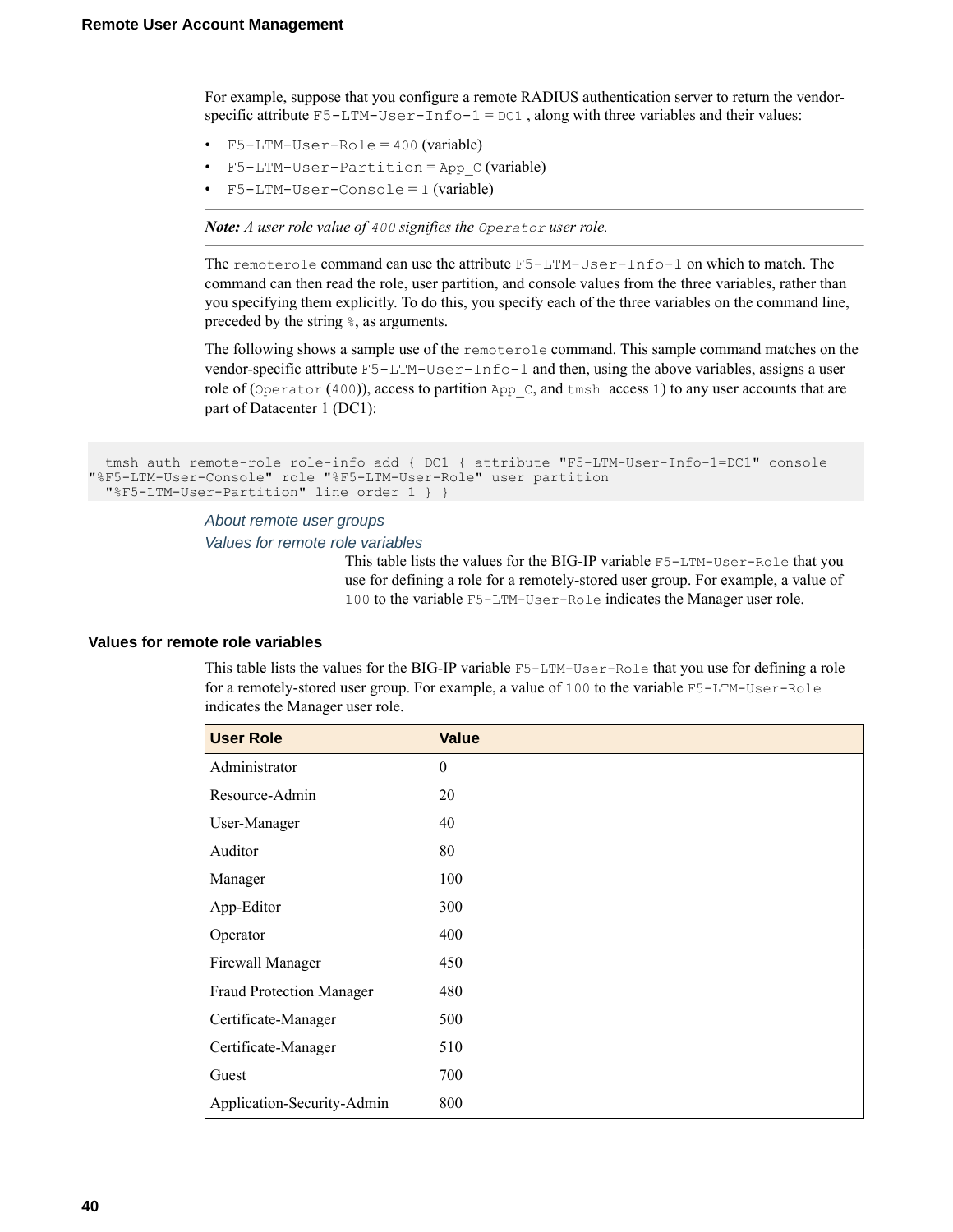For example, suppose that you configure a remote RADIUS authentication server to return the vendor-specific attribute `F5-LTM-User-Info-1 = DC1` , along with three variables and their values:

- `F5-LTM-User-Role` = `400` (variable)
- `F5-LTM-User-Partition` = `App_C` (variable)
- `F5-LTM-User-Console` = `1` (variable)

***Note:*** *A user role value of* `400` *signifies the* `Operator` *user role.*

The `remoterole` command can use the attribute `F5-LTM-User-Info-1` on which to match. The command can then read the role, user partition, and console values from the three variables, rather than you specifying them explicitly. To do this, you specify each of the three variables on the command line, preceded by the string `%`, as arguments.

The following shows a sample use of the `remoterole` command. This sample command matches on the vendor-specific attribute `F5-LTM-User-Info-1` and then, using the above variables, assigns a user role of (`Operator` (`400`)), access to partition `App_C`, and `tmsh` access `1`) to any user accounts that are part of Datacenter 1 (DC1):

```
  tmsh auth remote-role role-info add { DC1 { attribute "F5-LTM-User-Info-1=DC1" console
"%F5-LTM-User-Console" role "%F5-LTM-User-Role" user partition
  "%F5-LTM-User-Partition" line order 1 } }
```

*About remote user groups*

*Values for remote role variables*

This table lists the values for the BIG-IP variable `F5-LTM-User-Role` that you use for defining a role for a remotely-stored user group. For example, a value of `100` to the variable `F5-LTM-User-Role` indicates the Manager user role.

### Values for remote role variables

This table lists the values for the BIG-IP variable `F5-LTM-User-Role` that you use for defining a role for a remotely-stored user group. For example, a value of `100` to the variable `F5-LTM-User-Role` indicates the Manager user role.

| User Role | Value |
|---|---|
| Administrator | 0 |
| Resource-Admin | 20 |
| User-Manager | 40 |
| Auditor | 80 |
| Manager | 100 |
| App-Editor | 300 |
| Operator | 400 |
| Firewall Manager | 450 |
| Fraud Protection Manager | 480 |
| Certificate-Manager | 500 |
| Certificate-Manager | 510 |
| Guest | 700 |
| Application-Security-Admin | 800 |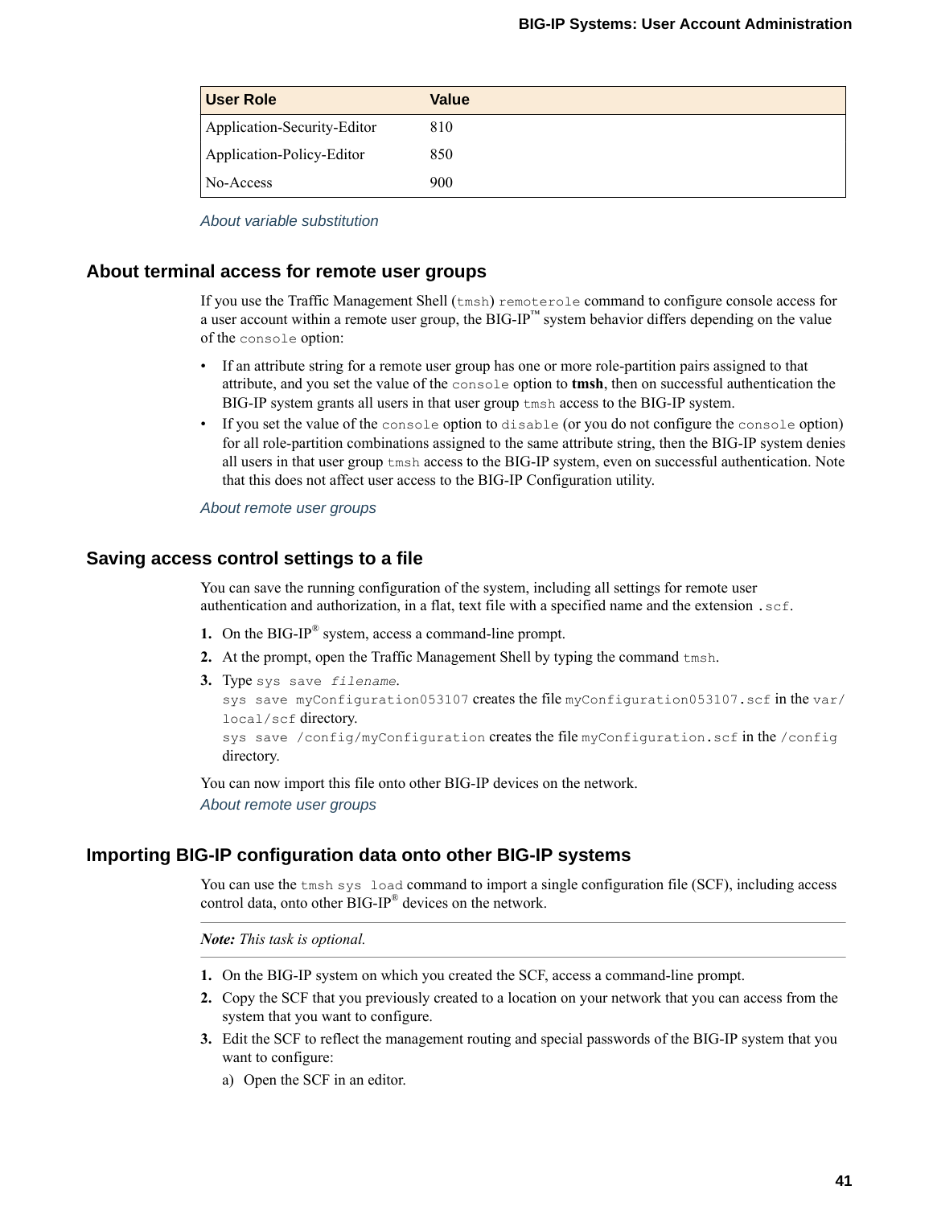| User Role | Value |
| --- | --- |
| Application-Security-Editor | 810 |
| Application-Policy-Editor | 850 |
| No-Access | 900 |

*About variable substitution*

## About terminal access for remote user groups

If you use the Traffic Management Shell (`tmsh`) `remoterole` command to configure console access for a user account within a remote user group, the BIG-IP™ system behavior differs depending on the value of the `console` option:

- If an attribute string for a remote user group has one or more role-partition pairs assigned to that attribute, and you set the value of the `console` option to **tmsh**, then on successful authentication the BIG-IP system grants all users in that user group `tmsh` access to the BIG-IP system.
- If you set the value of the `console` option to `disable` (or you do not configure the `console` option) for all role-partition combinations assigned to the same attribute string, then the BIG-IP system denies all users in that user group `tmsh` access to the BIG-IP system, even on successful authentication. Note that this does not affect user access to the BIG-IP Configuration utility.

*About remote user groups*

## Saving access control settings to a file

You can save the running configuration of the system, including all settings for remote user authentication and authorization, in a flat, text file with a specified name and the extension `.scf`.

1. On the BIG-IP® system, access a command-line prompt.
2. At the prompt, open the Traffic Management Shell by typing the command `tmsh`.
3. Type `sys save` *`filename`*.
   `sys save myConfiguration053107` creates the file `myConfiguration053107.scf` in the `var/local/scf` directory.
   `sys save /config/myConfiguration` creates the file `myConfiguration.scf` in the `/config` directory.

You can now import this file onto other BIG-IP devices on the network.

*About remote user groups*

## Importing BIG-IP configuration data onto other BIG-IP systems

You can use the `tmsh sys load` command to import a single configuration file (SCF), including access control data, onto other BIG-IP® devices on the network.

**Note:** *This task is optional.*

1. On the BIG-IP system on which you created the SCF, access a command-line prompt.
2. Copy the SCF that you previously created to a location on your network that you can access from the system that you want to configure.
3. Edit the SCF to reflect the management routing and special passwords of the BIG-IP system that you want to configure:
   a) Open the SCF in an editor.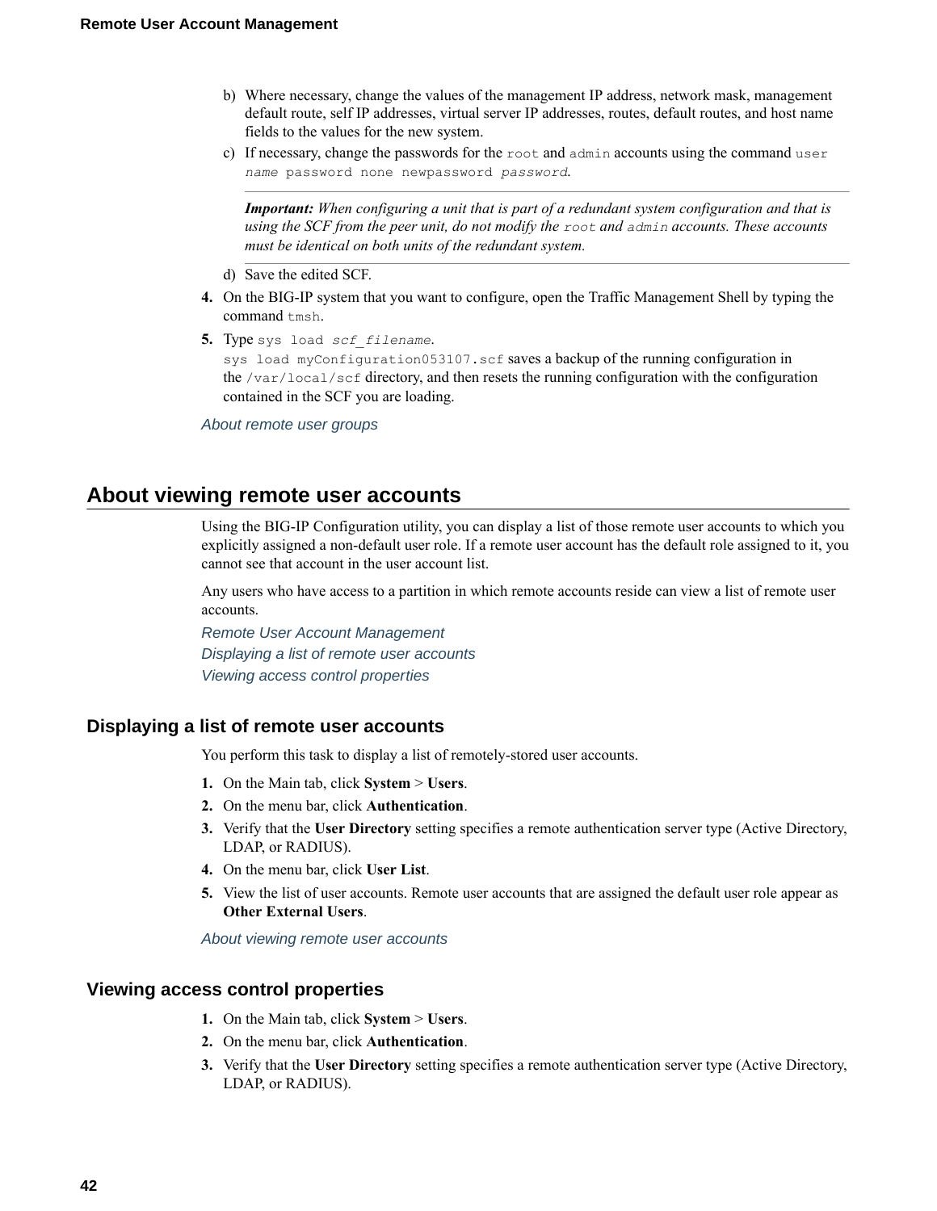b) Where necessary, change the values of the management IP address, network mask, management default route, self IP addresses, virtual server IP addresses, routes, default routes, and host name fields to the values for the new system.
c) If necessary, change the passwords for the `root` and `admin` accounts using the command `user` *`name`* `password none newpassword` *`password`*.

> ***Important:*** *When configuring a unit that is part of a redundant system configuration and that is using the SCF from the peer unit, do not modify the* `root` *and* `admin` *accounts. These accounts must be identical on both units of the redundant system.*

d) Save the edited SCF.

4. On the BIG-IP system that you want to configure, open the Traffic Management Shell by typing the command `tmsh`.
5. Type `sys load` *`scf_filename`*.
   `sys load myConfiguration053107.scf` saves a backup of the running configuration in the `/var/local/scf` directory, and then resets the running configuration with the configuration contained in the SCF you are loading.

*About remote user groups*

## About viewing remote user accounts

Using the BIG-IP Configuration utility, you can display a list of those remote user accounts to which you explicitly assigned a non-default user role. If a remote user account has the default role assigned to it, you cannot see that account in the user account list.

Any users who have access to a partition in which remote accounts reside can view a list of remote user accounts.

*Remote User Account Management*
*Displaying a list of remote user accounts*
*Viewing access control properties*

### Displaying a list of remote user accounts

You perform this task to display a list of remotely-stored user accounts.

1. On the Main tab, click **System** > **Users**.
2. On the menu bar, click **Authentication**.
3. Verify that the **User Directory** setting specifies a remote authentication server type (Active Directory, LDAP, or RADIUS).
4. On the menu bar, click **User List**.
5. View the list of user accounts. Remote user accounts that are assigned the default user role appear as **Other External Users**.

*About viewing remote user accounts*

### Viewing access control properties

1. On the Main tab, click **System** > **Users**.
2. On the menu bar, click **Authentication**.
3. Verify that the **User Directory** setting specifies a remote authentication server type (Active Directory, LDAP, or RADIUS).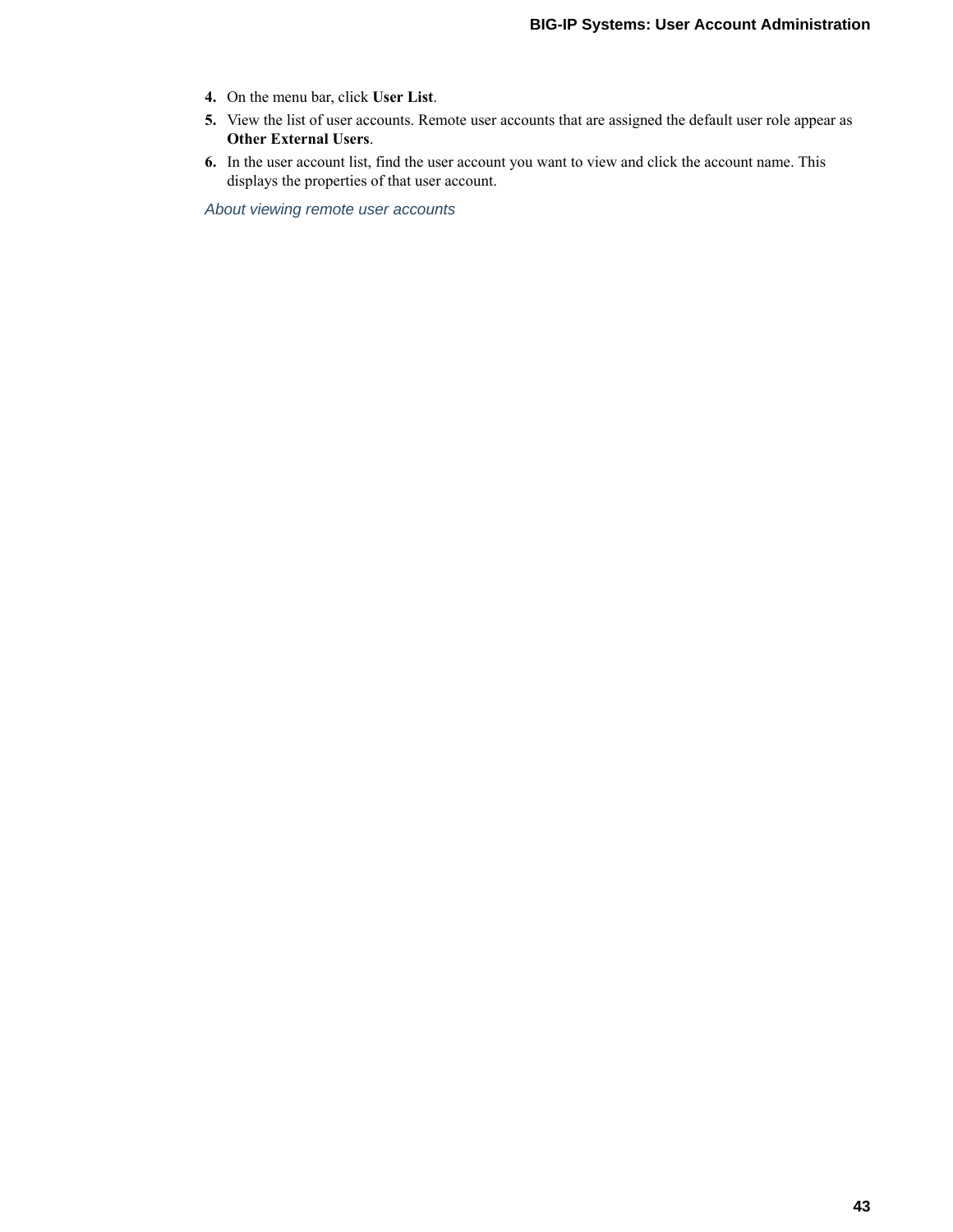4. On the menu bar, click **User List**.
5. View the list of user accounts. Remote user accounts that are assigned the default user role appear as **Other External Users**.
6. In the user account list, find the user account you want to view and click the account name. This displays the properties of that user account.

*About viewing remote user accounts*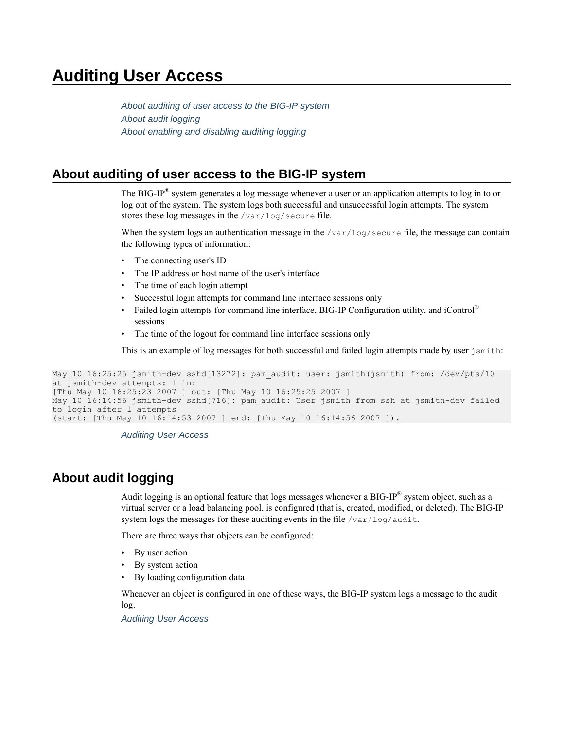# Auditing User Access

*About auditing of user access to the BIG-IP system*
*About audit logging*
*About enabling and disabling auditing logging*

## About auditing of user access to the BIG-IP system

The BIG-IP® system generates a log message whenever a user or an application attempts to log in to or log out of the system. The system logs both successful and unsuccessful login attempts. The system stores these log messages in the `/var/log/secure` file.

When the system logs an authentication message in the `/var/log/secure` file, the message can contain the following types of information:

- The connecting user's ID
- The IP address or host name of the user's interface
- The time of each login attempt
- Successful login attempts for command line interface sessions only
- Failed login attempts for command line interface, BIG-IP Configuration utility, and iControl® sessions
- The time of the logout for command line interface sessions only

This is an example of log messages for both successful and failed login attempts made by user `jsmith`:

```
May 10 16:25:25 jsmith-dev sshd[13272]: pam_audit: user: jsmith(jsmith) from: /dev/pts/10
at jsmith-dev attempts: 1 in:
[Thu May 10 16:25:23 2007 ] out: [Thu May 10 16:25:25 2007 ]
May 10 16:14:56 jsmith-dev sshd[716]: pam_audit: User jsmith from ssh at jsmith-dev failed
to login after 1 attempts
(start: [Thu May 10 16:14:53 2007 ] end: [Thu May 10 16:14:56 2007 ]).
```

*Auditing User Access*

## About audit logging

Audit logging is an optional feature that logs messages whenever a BIG-IP® system object, such as a virtual server or a load balancing pool, is configured (that is, created, modified, or deleted). The BIG-IP system logs the messages for these auditing events in the file `/var/log/audit`.

There are three ways that objects can be configured:

- By user action
- By system action
- By loading configuration data

Whenever an object is configured in one of these ways, the BIG-IP system logs a message to the audit log.

*Auditing User Access*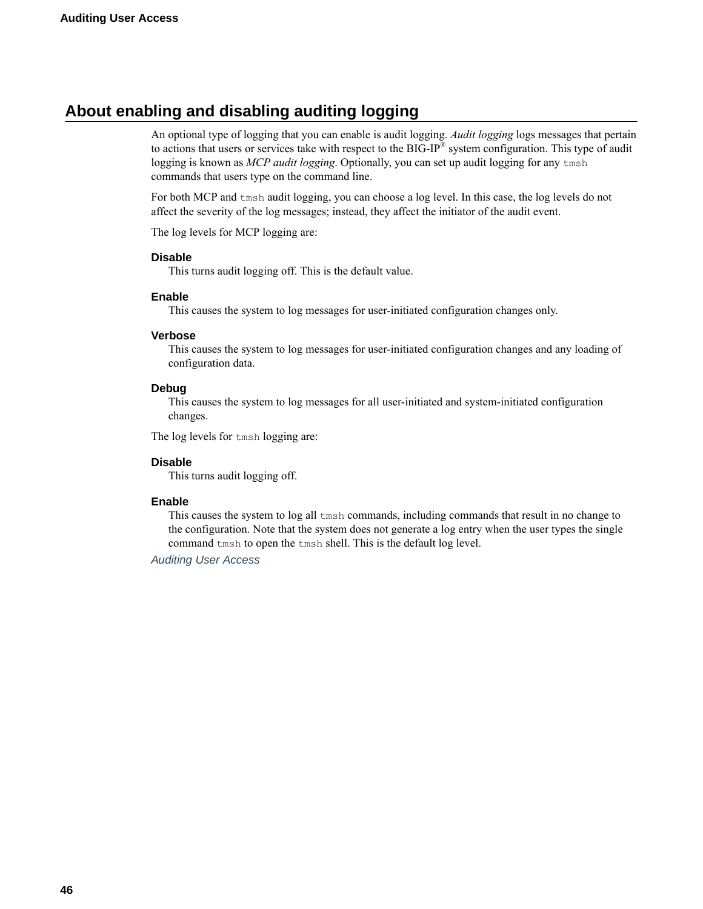## About enabling and disabling auditing logging

An optional type of logging that you can enable is audit logging. *Audit logging* logs messages that pertain to actions that users or services take with respect to the BIG-IP® system configuration. This type of audit logging is known as *MCP audit logging*. Optionally, you can set up audit logging for any `tmsh` commands that users type on the command line.

For both MCP and `tmsh` audit logging, you can choose a log level. In this case, the log levels do not affect the severity of the log messages; instead, they affect the initiator of the audit event.

The log levels for MCP logging are:

**Disable**
This turns audit logging off. This is the default value.

**Enable**
This causes the system to log messages for user-initiated configuration changes only.

**Verbose**
This causes the system to log messages for user-initiated configuration changes and any loading of configuration data.

**Debug**
This causes the system to log messages for all user-initiated and system-initiated configuration changes.

The log levels for `tmsh` logging are:

**Disable**
This turns audit logging off.

**Enable**
This causes the system to log all `tmsh` commands, including commands that result in no change to the configuration. Note that the system does not generate a log entry when the user types the single command `tmsh` to open the `tmsh` shell. This is the default log level.

*Auditing User Access*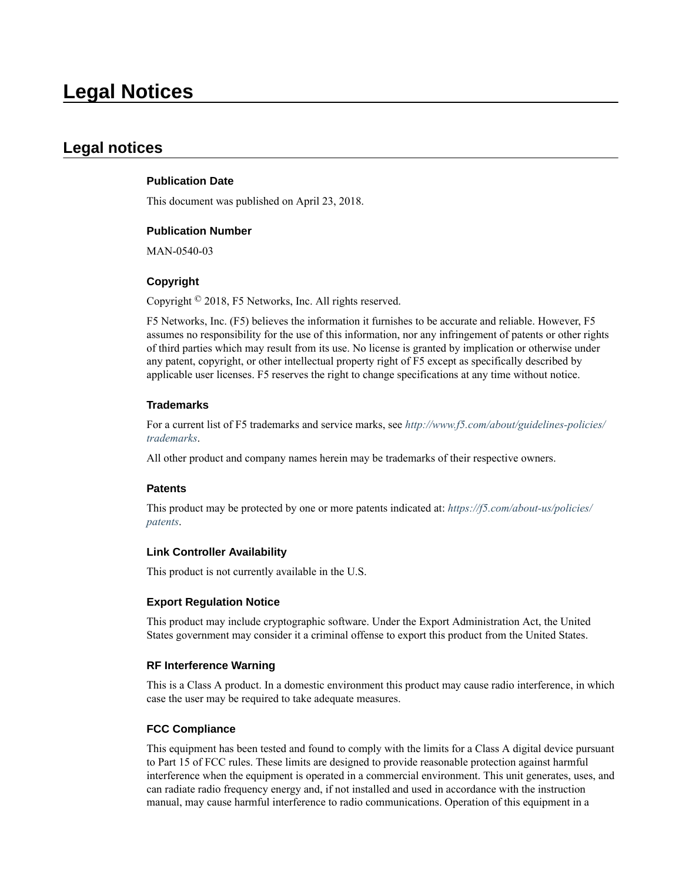# Legal Notices

## Legal notices

### Publication Date

This document was published on April 23, 2018.

### Publication Number

MAN-0540-03

### Copyright

Copyright © 2018, F5 Networks, Inc. All rights reserved.

F5 Networks, Inc. (F5) believes the information it furnishes to be accurate and reliable. However, F5 assumes no responsibility for the use of this information, nor any infringement of patents or other rights of third parties which may result from its use. No license is granted by implication or otherwise under any patent, copyright, or other intellectual property right of F5 except as specifically described by applicable user licenses. F5 reserves the right to change specifications at any time without notice.

### Trademarks

For a current list of F5 trademarks and service marks, see *http://www.f5.com/about/guidelines-policies/trademarks*.

All other product and company names herein may be trademarks of their respective owners.

### Patents

This product may be protected by one or more patents indicated at: *https://f5.com/about-us/policies/patents*.

### Link Controller Availability

This product is not currently available in the U.S.

### Export Regulation Notice

This product may include cryptographic software. Under the Export Administration Act, the United States government may consider it a criminal offense to export this product from the United States.

### RF Interference Warning

This is a Class A product. In a domestic environment this product may cause radio interference, in which case the user may be required to take adequate measures.

### FCC Compliance

This equipment has been tested and found to comply with the limits for a Class A digital device pursuant to Part 15 of FCC rules. These limits are designed to provide reasonable protection against harmful interference when the equipment is operated in a commercial environment. This unit generates, uses, and can radiate radio frequency energy and, if not installed and used in accordance with the instruction manual, may cause harmful interference to radio communications. Operation of this equipment in a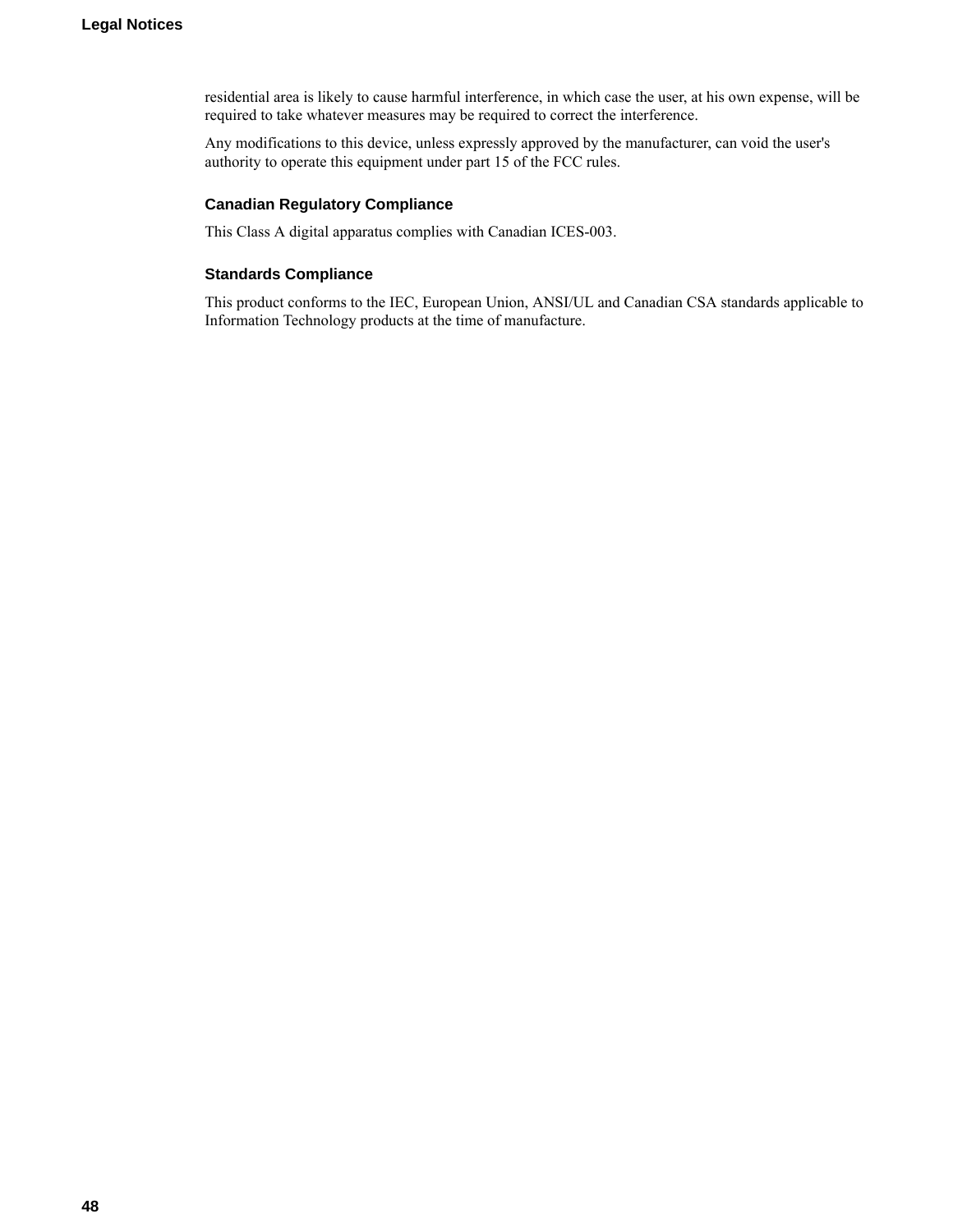residential area is likely to cause harmful interference, in which case the user, at his own expense, will be required to take whatever measures may be required to correct the interference.

Any modifications to this device, unless expressly approved by the manufacturer, can void the user's authority to operate this equipment under part 15 of the FCC rules.

### Canadian Regulatory Compliance

This Class A digital apparatus complies with Canadian ICES-003.

### Standards Compliance

This product conforms to the IEC, European Union, ANSI/UL and Canadian CSA standards applicable to Information Technology products at the time of manufacture.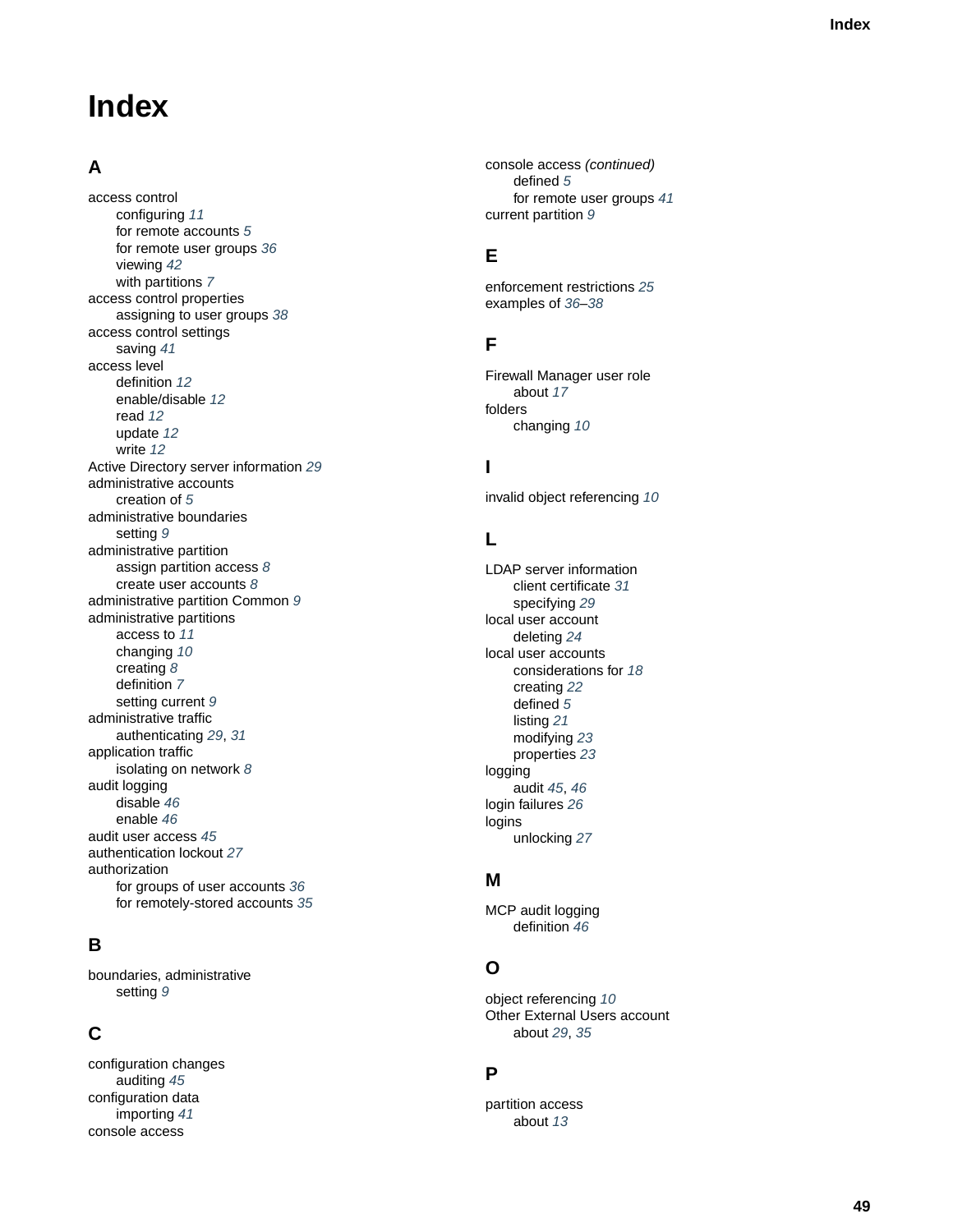# Index

## A

access control
- configuring *11*
- for remote accounts *5*
- for remote user groups *36*
- viewing *42*
- with partitions *7*

access control properties
- assigning to user groups *38*

access control settings
- saving *41*

access level
- definition *12*
- enable/disable *12*
- read *12*
- update *12*
- write *12*

Active Directory server information *29*

administrative accounts
- creation of *5*

administrative boundaries
- setting *9*

administrative partition
- assign partition access *8*
- create user accounts *8*

administrative partition Common *9*

administrative partitions
- access to *11*
- changing *10*
- creating *8*
- definition *7*
- setting current *9*

administrative traffic
- authenticating *29*, *31*

application traffic
- isolating on network *8*

audit logging
- disable *46*
- enable *46*

audit user access *45*

authentication lockout *27*

authorization
- for groups of user accounts *36*
- for remotely-stored accounts *35*

## B

boundaries, administrative
- setting *9*

## C

configuration changes
- auditing *45*

configuration data
- importing *41*

console access
- defined *5*
- for remote user groups *41*

current partition *9*

## E

enforcement restrictions *25*

examples of *36*–*38*

## F

Firewall Manager user role
- about *17*

folders
- changing *10*

## I

invalid object referencing *10*

## L

LDAP server information
- client certificate *31*
- specifying *29*

local user account
- deleting *24*

local user accounts
- considerations for *18*
- creating *22*
- defined *5*
- listing *21*
- modifying *23*
- properties *23*

logging
- audit *45*, *46*

login failures *26*

logins
- unlocking *27*

## M

MCP audit logging
- definition *46*

## O

object referencing *10*

Other External Users account
- about *29*, *35*

## P

partition access
- about *13*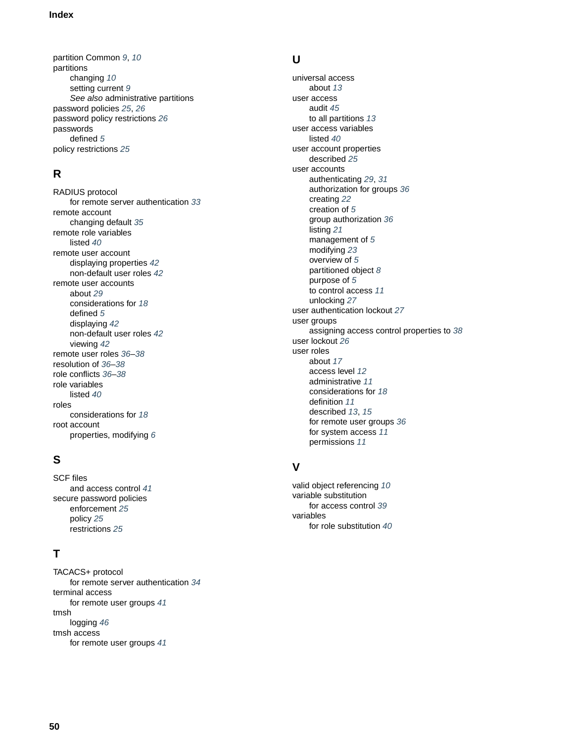partition Common *9*, *10*
partitions
- changing *10*
- setting current *9*
- *See also* administrative partitions

password policies *25*, *26*
password policy restrictions *26*
passwords
- defined *5*

policy restrictions *25*

## R

RADIUS protocol
- for remote server authentication *33*

remote account
- changing default *35*

remote role variables
- listed *40*

remote user account
- displaying properties *42*
- non-default user roles *42*

remote user accounts
- about *29*
- considerations for *18*
- defined *5*
- displaying *42*
- non-default user roles *42*
- viewing *42*

remote user roles *36*–*38*
resolution of *36*–*38*
role conflicts *36*–*38*
role variables
- listed *40*

roles
- considerations for *18*

root account
- properties, modifying *6*

## S

SCF files
- and access control *41*

secure password policies
- enforcement *25*
- policy *25*
- restrictions *25*

## T

TACACS+ protocol
- for remote server authentication *34*

terminal access
- for remote user groups *41*

tmsh
- logging *46*

tmsh access
- for remote user groups *41*

## U

universal access
- about *13*

user access
- audit *45*
- to all partitions *13*

user access variables
- listed *40*

user account properties
- described *25*

user accounts
- authenticating *29*, *31*
- authorization for groups *36*
- creating *22*
- creation of *5*
- group authorization *36*
- listing *21*
- management of *5*
- modifying *23*
- overview of *5*
- partitioned object *8*
- purpose of *5*
- to control access *11*
- unlocking *27*

user authentication lockout *27*
user groups
- assigning access control properties to *38*

user lockout *26*
user roles
- about *17*
- access level *12*
- administrative *11*
- considerations for *18*
- definition *11*
- described *13*, *15*
- for remote user groups *36*
- for system access *11*
- permissions *11*

## V

valid object referencing *10*
variable substitution
- for access control *39*

variables
- for role substitution *40*